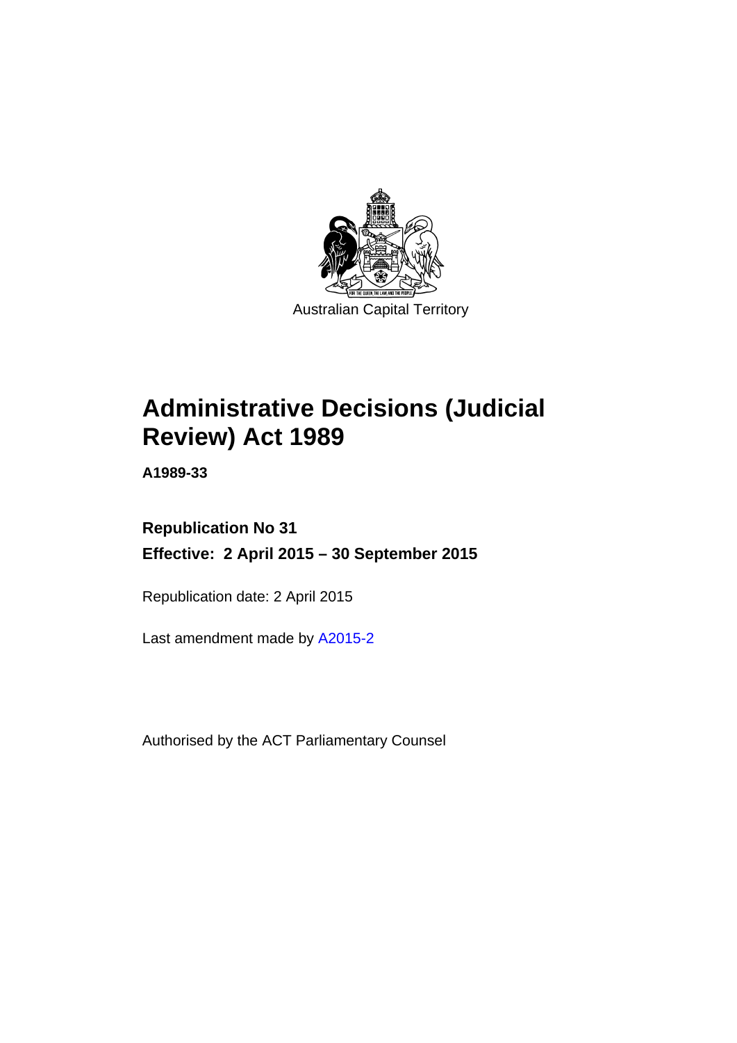Australian Capital Territory

# Administrative Decisions (Judicial Review) Act 1989

**A1989-33**

**Republication No 31**

**Effective: 2 April 2015 – 30 September 2015**

Republication date: 2 April 2015

Last amendment made by A2015-2

Authorised by the ACT Parliamentary Counsel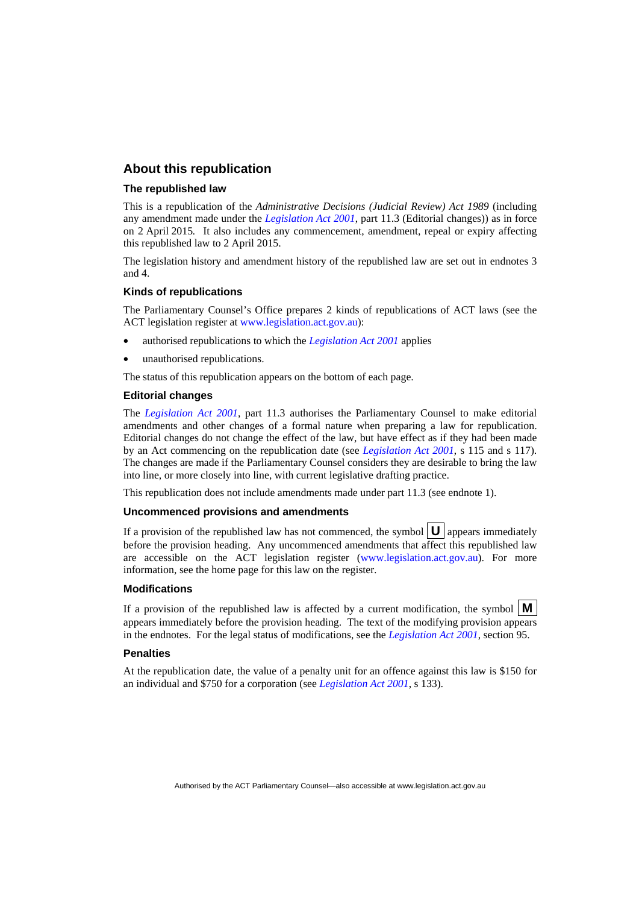## About this republication

### The republished law

This is a republication of the *Administrative Decisions (Judicial Review) Act 1989* (including any amendment made under the *Legislation Act 2001*, part 11.3 (Editorial changes)) as in force on 2 April 2015*.* It also includes any commencement, amendment, repeal or expiry affecting this republished law to 2 April 2015.

The legislation history and amendment history of the republished law are set out in endnotes 3 and 4.

### Kinds of republications

The Parliamentary Counsel's Office prepares 2 kinds of republications of ACT laws (see the ACT legislation register at www.legislation.act.gov.au):

- authorised republications to which the *Legislation Act 2001* applies
- unauthorised republications.

The status of this republication appears on the bottom of each page.

### Editorial changes

The *Legislation Act 2001*, part 11.3 authorises the Parliamentary Counsel to make editorial amendments and other changes of a formal nature when preparing a law for republication. Editorial changes do not change the effect of the law, but have effect as if they had been made by an Act commencing on the republication date (see *Legislation Act 2001*, s 115 and s 117). The changes are made if the Parliamentary Counsel considers they are desirable to bring the law into line, or more closely into line, with current legislative drafting practice.

This republication does not include amendments made under part 11.3 (see endnote 1).

### Uncommenced provisions and amendments

If a provision of the republished law has not commenced, the symbol **U** appears immediately before the provision heading. Any uncommenced amendments that affect this republished law are accessible on the ACT legislation register (www.legislation.act.gov.au). For more information, see the home page for this law on the register.

### Modifications

If a provision of the republished law is affected by a current modification, the symbol **M** appears immediately before the provision heading. The text of the modifying provision appears in the endnotes. For the legal status of modifications, see the *Legislation Act 2001*, section 95.

### Penalties

At the republication date, the value of a penalty unit for an offence against this law is $150 for an individual and $750 for a corporation (see *Legislation Act 2001*, s 133).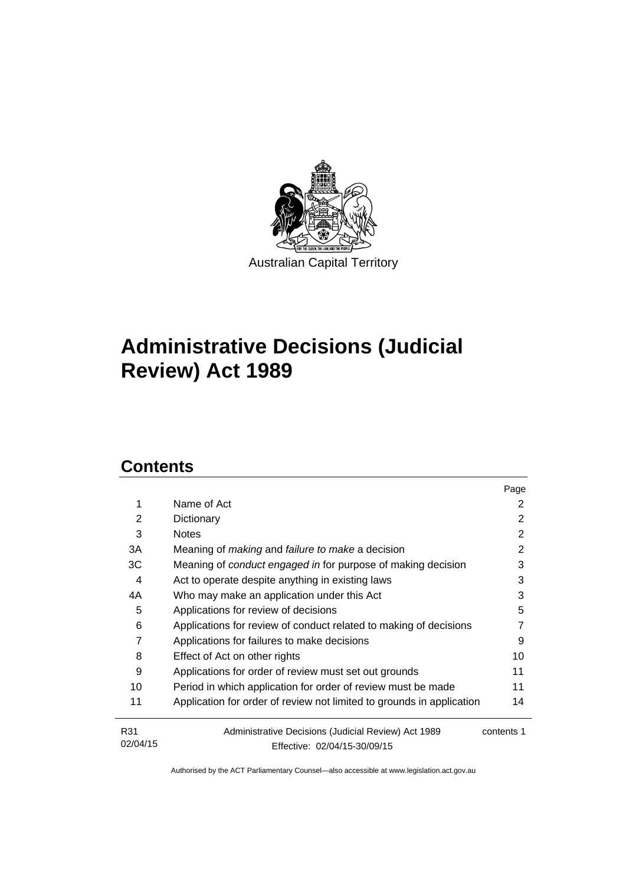Australian Capital Territory

# Administrative Decisions (Judicial Review) Act 1989

## Contents

| | | Page |
|---|---|---|
| 1 | Name of Act | 2 |
| 2 | Dictionary | 2 |
| 3 | Notes | 2 |
| 3A | Meaning of *making* and *failure to make* a decision | 2 |
| 3C | Meaning of *conduct engaged in* for purpose of making decision | 3 |
| 4 | Act to operate despite anything in existing laws | 3 |
| 4A | Who may make an application under this Act | 3 |
| 5 | Applications for review of decisions | 5 |
| 6 | Applications for review of conduct related to making of decisions | 7 |
| 7 | Applications for failures to make decisions | 9 |
| 8 | Effect of Act on other rights | 10 |
| 9 | Applications for order of review must set out grounds | 11 |
| 10 | Period in which application for order of review must be made | 11 |
| 11 | Application for order of review not limited to grounds in application | 14 |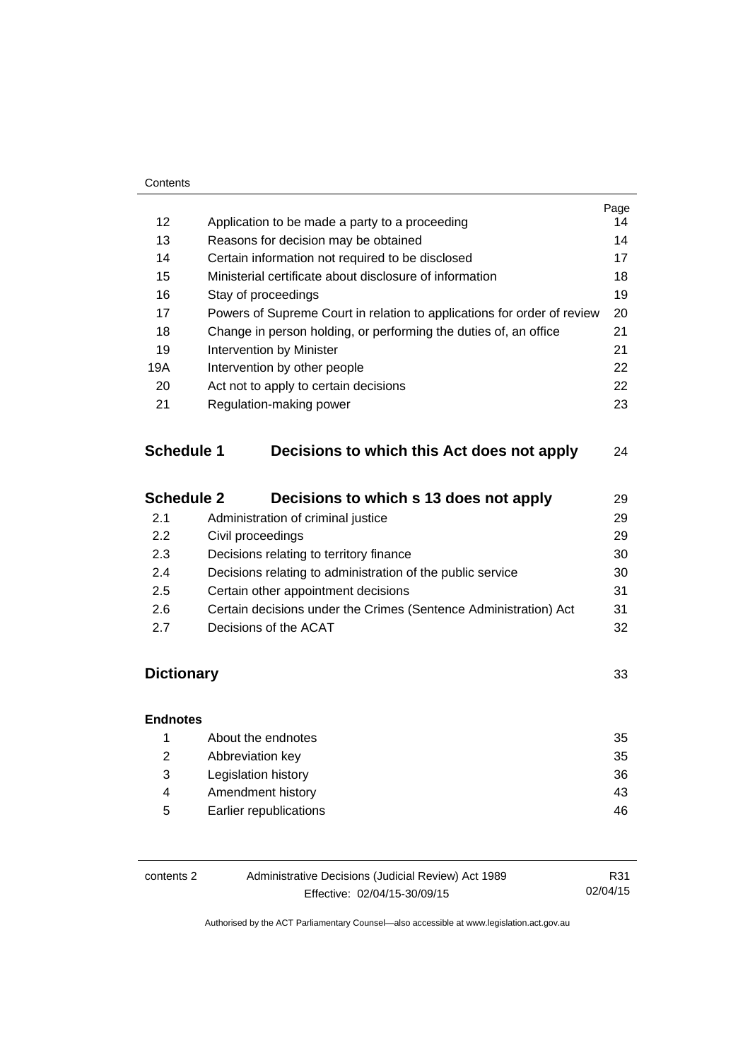| | | Page |
|---|---|---|
| 12 | Application to be made a party to a proceeding | 14 |
| 13 | Reasons for decision may be obtained | 14 |
| 14 | Certain information not required to be disclosed | 17 |
| 15 | Ministerial certificate about disclosure of information | 18 |
| 16 | Stay of proceedings | 19 |
| 17 | Powers of Supreme Court in relation to applications for order of review | 20 |
| 18 | Change in person holding, or performing the duties of, an office | 21 |
| 19 | Intervention by Minister | 21 |
| 19A | Intervention by other people | 22 |
| 20 | Act not to apply to certain decisions | 22 |
| 21 | Regulation-making power | 23 |

| | | |
|---|---|---|
| **Schedule 1** | **Decisions to which this Act does not apply** | 24 |

| | | |
|---|---|---|
| **Schedule 2** | **Decisions to which s 13 does not apply** | 29 |
| 2.1 | Administration of criminal justice | 29 |
| 2.2 | Civil proceedings | 29 |
| 2.3 | Decisions relating to territory finance | 30 |
| 2.4 | Decisions relating to administration of the public service | 30 |
| 2.5 | Certain other appointment decisions | 31 |
| 2.6 | Certain decisions under the Crimes (Sentence Administration) Act | 31 |
| 2.7 | Decisions of the ACAT | 32 |

| | | |
|---|---|---|
| **Dictionary** | | 33 |

**Endnotes**

| | | |
|---|---|---|
| 1 | About the endnotes | 35 |
| 2 | Abbreviation key | 35 |
| 3 | Legislation history | 36 |
| 4 | Amendment history | 43 |
| 5 | Earlier republications | 46 |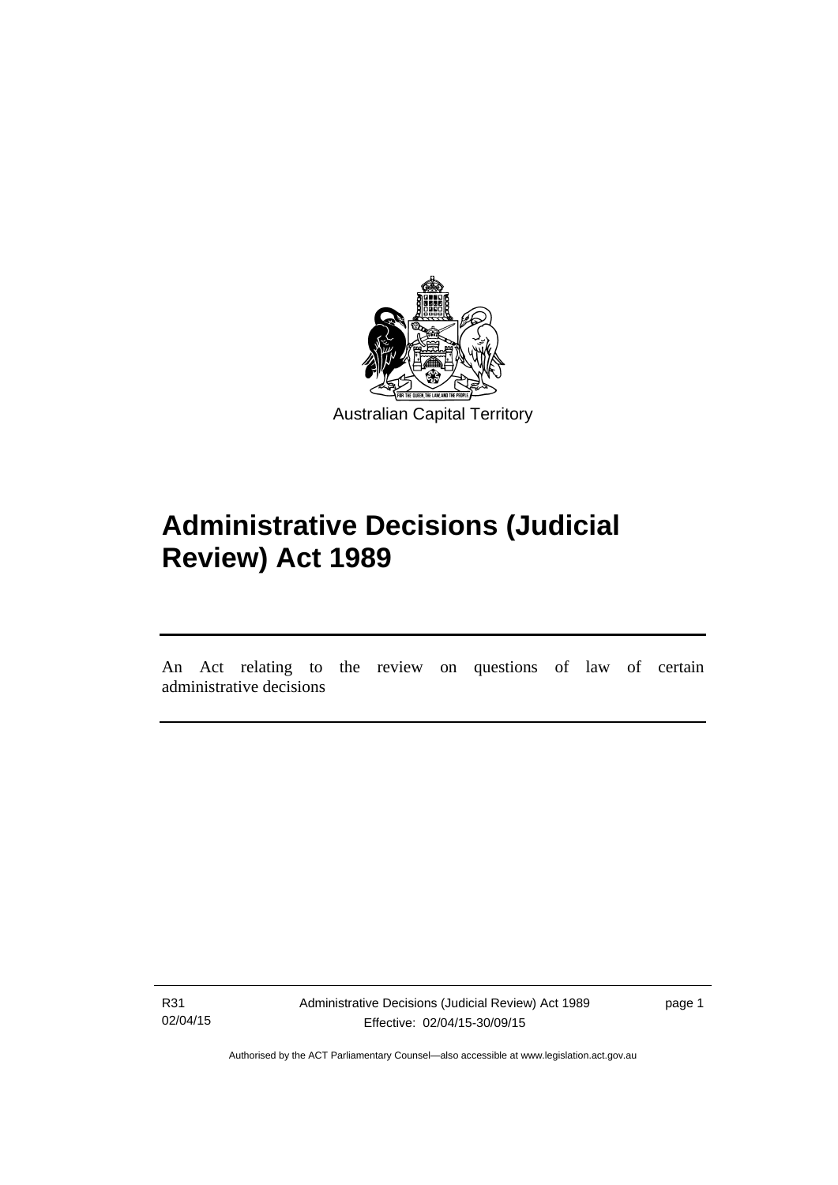Australian Capital Territory

# Administrative Decisions (Judicial Review) Act 1989

An Act relating to the review on questions of law of certain administrative decisions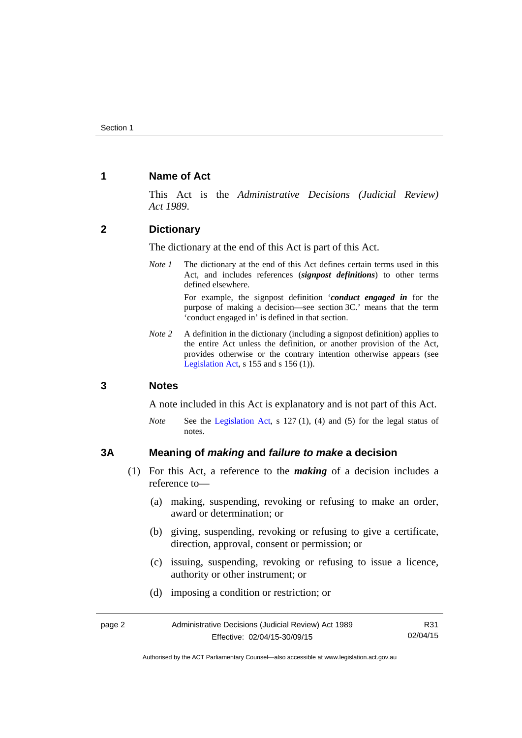## 1 Name of Act

This Act is the *Administrative Decisions (Judicial Review) Act 1989*.

## 2 Dictionary

The dictionary at the end of this Act is part of this Act.

*Note 1* The dictionary at the end of this Act defines certain terms used in this Act, and includes references (***signpost definitions***) to other terms defined elsewhere.

For example, the signpost definition '***conduct engaged in*** for the purpose of making a decision—see section 3C.' means that the term 'conduct engaged in' is defined in that section.

*Note 2* A definition in the dictionary (including a signpost definition) applies to the entire Act unless the definition, or another provision of the Act, provides otherwise or the contrary intention otherwise appears (see Legislation Act, s 155 and s 156 (1)).

## 3 Notes

A note included in this Act is explanatory and is not part of this Act.

*Note* See the Legislation Act, s 127 (1), (4) and (5) for the legal status of notes.

## 3A Meaning of *making* and *failure to make* a decision

(1) For this Act, a reference to the ***making*** of a decision includes a reference to—

(a) making, suspending, revoking or refusing to make an order, award or determination; or

(b) giving, suspending, revoking or refusing to give a certificate, direction, approval, consent or permission; or

(c) issuing, suspending, revoking or refusing to issue a licence, authority or other instrument; or

(d) imposing a condition or restriction; or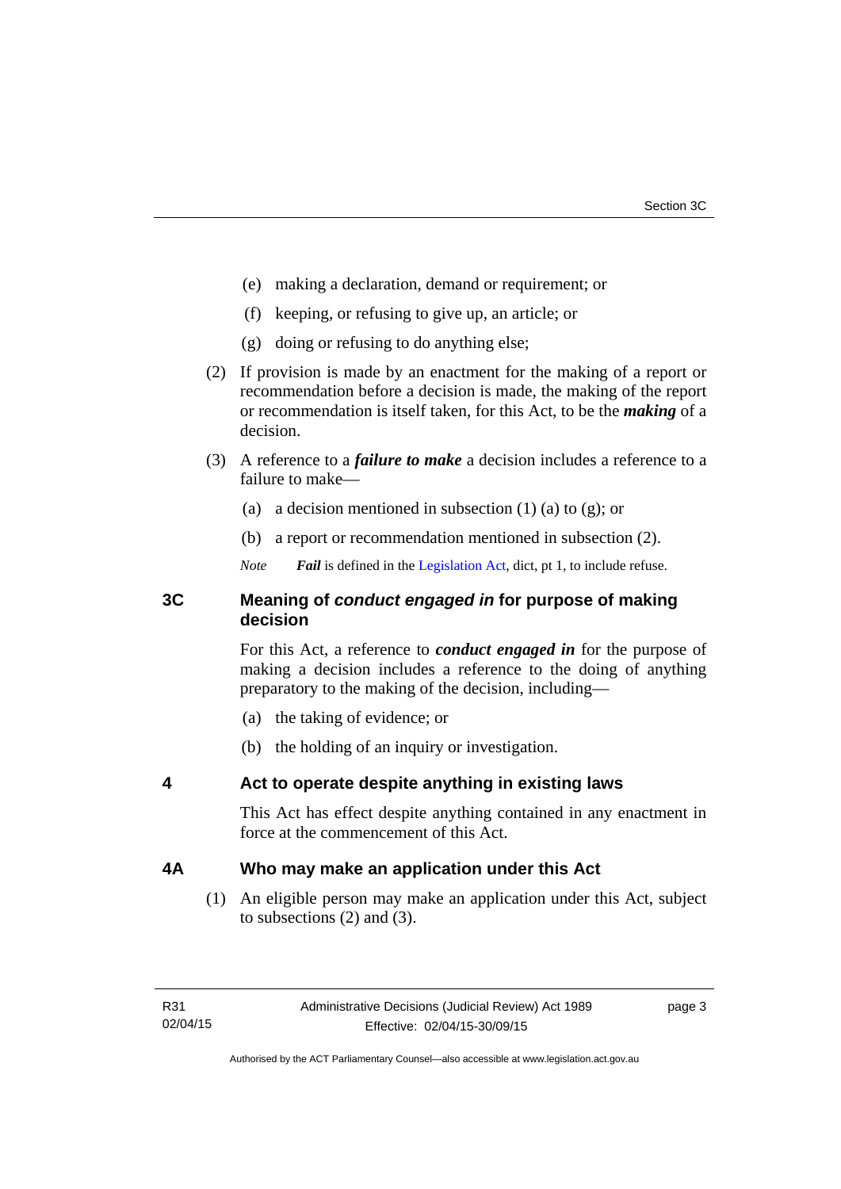(e) making a declaration, demand or requirement; or

(f) keeping, or refusing to give up, an article; or

(g) doing or refusing to do anything else;

(2) If provision is made by an enactment for the making of a report or recommendation before a decision is made, the making of the report or recommendation is itself taken, for this Act, to be the ***making*** of a decision.

(3) A reference to a ***failure to make*** a decision includes a reference to a failure to make—

(a) a decision mentioned in subsection (1) (a) to (g); or

(b) a report or recommendation mentioned in subsection (2).

*Note* ***Fail*** is defined in the Legislation Act, dict, pt 1, to include refuse.

## 3C Meaning of *conduct engaged in* for purpose of making decision

For this Act, a reference to ***conduct engaged in*** for the purpose of making a decision includes a reference to the doing of anything preparatory to the making of the decision, including—

(a) the taking of evidence; or

(b) the holding of an inquiry or investigation.

## 4 Act to operate despite anything in existing laws

This Act has effect despite anything contained in any enactment in force at the commencement of this Act.

## 4A Who may make an application under this Act

(1) An eligible person may make an application under this Act, subject to subsections (2) and (3).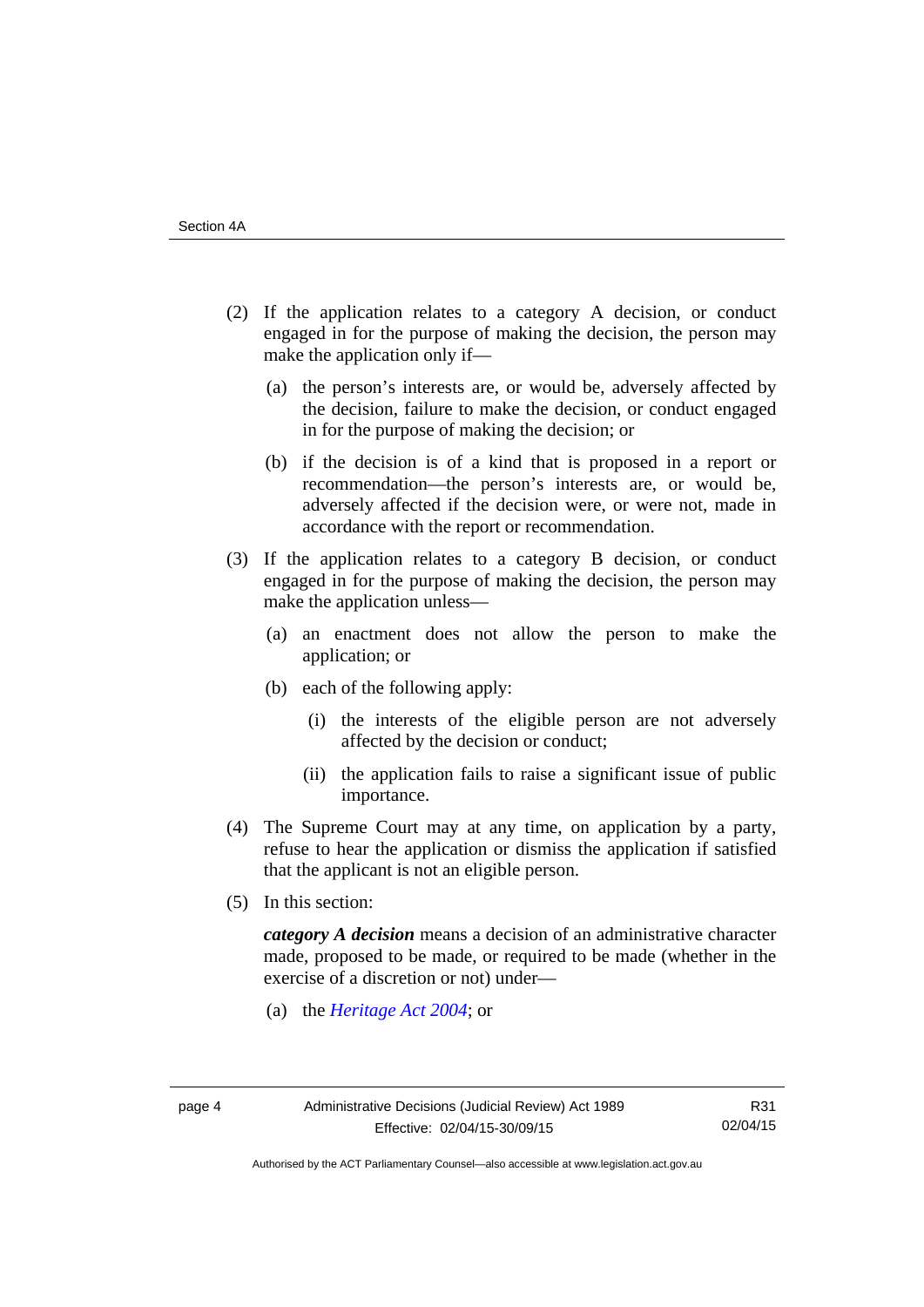(2) If the application relates to a category A decision, or conduct engaged in for the purpose of making the decision, the person may make the application only if—

(a) the person's interests are, or would be, adversely affected by the decision, failure to make the decision, or conduct engaged in for the purpose of making the decision; or

(b) if the decision is of a kind that is proposed in a report or recommendation—the person's interests are, or would be, adversely affected if the decision were, or were not, made in accordance with the report or recommendation.

(3) If the application relates to a category B decision, or conduct engaged in for the purpose of making the decision, the person may make the application unless—

(a) an enactment does not allow the person to make the application; or

(b) each of the following apply:

(i) the interests of the eligible person are not adversely affected by the decision or conduct;

(ii) the application fails to raise a significant issue of public importance.

(4) The Supreme Court may at any time, on application by a party, refuse to hear the application or dismiss the application if satisfied that the applicant is not an eligible person.

(5) In this section:

***category A decision*** means a decision of an administrative character made, proposed to be made, or required to be made (whether in the exercise of a discretion or not) under—

(a) the *Heritage Act 2004*; or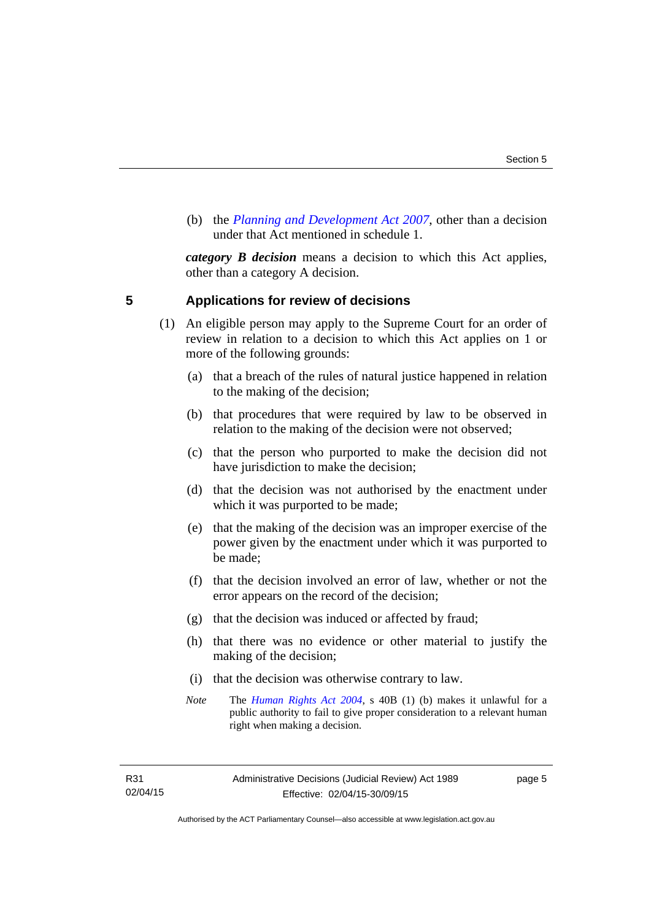(b) the *Planning and Development Act 2007*, other than a decision under that Act mentioned in schedule 1.

***category B decision*** means a decision to which this Act applies, other than a category A decision.

## 5 Applications for review of decisions

(1) An eligible person may apply to the Supreme Court for an order of review in relation to a decision to which this Act applies on 1 or more of the following grounds:

(a) that a breach of the rules of natural justice happened in relation to the making of the decision;

(b) that procedures that were required by law to be observed in relation to the making of the decision were not observed;

(c) that the person who purported to make the decision did not have jurisdiction to make the decision;

(d) that the decision was not authorised by the enactment under which it was purported to be made;

(e) that the making of the decision was an improper exercise of the power given by the enactment under which it was purported to be made;

(f) that the decision involved an error of law, whether or not the error appears on the record of the decision;

(g) that the decision was induced or affected by fraud;

(h) that there was no evidence or other material to justify the making of the decision;

(i) that the decision was otherwise contrary to law.

*Note* The *Human Rights Act 2004*, s 40B (1) (b) makes it unlawful for a public authority to fail to give proper consideration to a relevant human right when making a decision.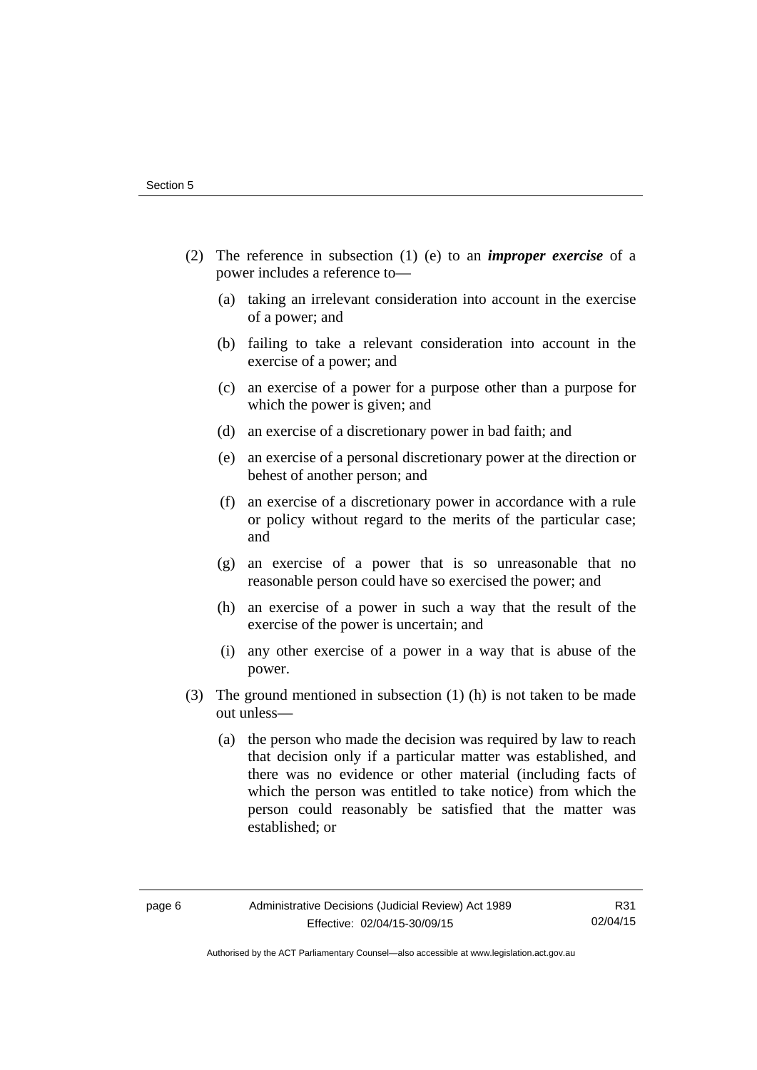(2) The reference in subsection (1) (e) to an ***improper exercise*** of a power includes a reference to—

(a) taking an irrelevant consideration into account in the exercise of a power; and

(b) failing to take a relevant consideration into account in the exercise of a power; and

(c) an exercise of a power for a purpose other than a purpose for which the power is given; and

(d) an exercise of a discretionary power in bad faith; and

(e) an exercise of a personal discretionary power at the direction or behest of another person; and

(f) an exercise of a discretionary power in accordance with a rule or policy without regard to the merits of the particular case; and

(g) an exercise of a power that is so unreasonable that no reasonable person could have so exercised the power; and

(h) an exercise of a power in such a way that the result of the exercise of the power is uncertain; and

(i) any other exercise of a power in a way that is abuse of the power.

(3) The ground mentioned in subsection (1) (h) is not taken to be made out unless—

(a) the person who made the decision was required by law to reach that decision only if a particular matter was established, and there was no evidence or other material (including facts of which the person was entitled to take notice) from which the person could reasonably be satisfied that the matter was established; or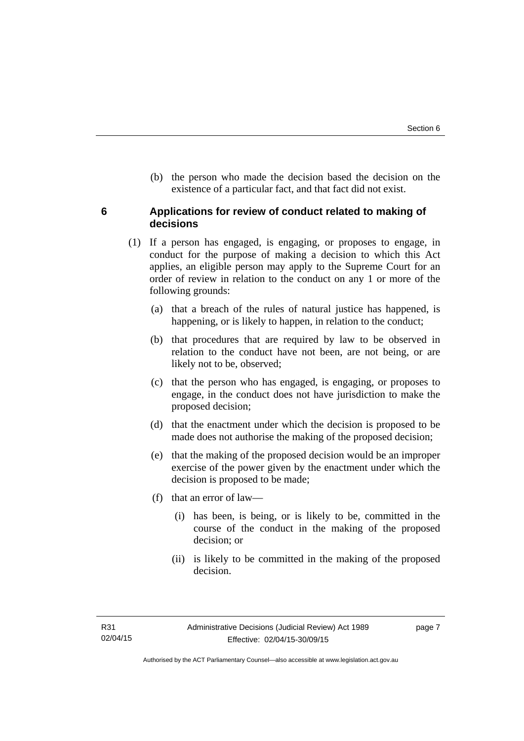(b) the person who made the decision based the decision on the existence of a particular fact, and that fact did not exist.

## 6 Applications for review of conduct related to making of decisions

(1) If a person has engaged, is engaging, or proposes to engage, in conduct for the purpose of making a decision to which this Act applies, an eligible person may apply to the Supreme Court for an order of review in relation to the conduct on any 1 or more of the following grounds:

(a) that a breach of the rules of natural justice has happened, is happening, or is likely to happen, in relation to the conduct;

(b) that procedures that are required by law to be observed in relation to the conduct have not been, are not being, or are likely not to be, observed;

(c) that the person who has engaged, is engaging, or proposes to engage, in the conduct does not have jurisdiction to make the proposed decision;

(d) that the enactment under which the decision is proposed to be made does not authorise the making of the proposed decision;

(e) that the making of the proposed decision would be an improper exercise of the power given by the enactment under which the decision is proposed to be made;

(f) that an error of law—

(i) has been, is being, or is likely to be, committed in the course of the conduct in the making of the proposed decision; or

(ii) is likely to be committed in the making of the proposed decision.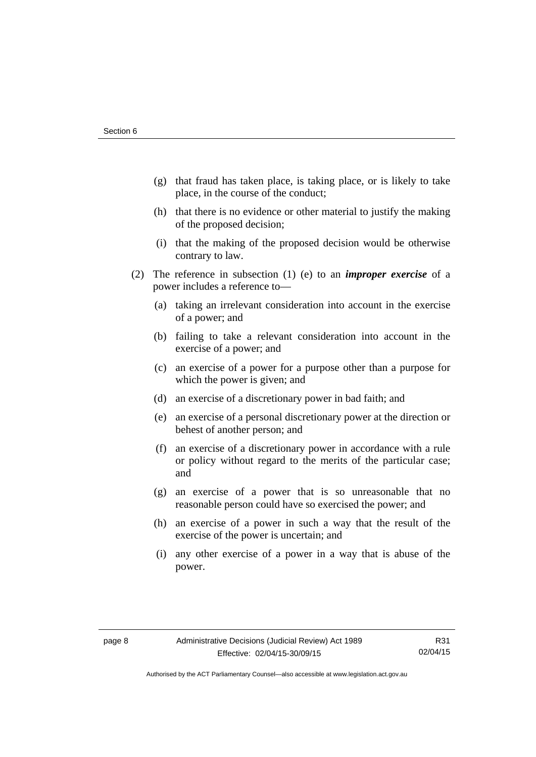(g) that fraud has taken place, is taking place, or is likely to take place, in the course of the conduct;

(h) that there is no evidence or other material to justify the making of the proposed decision;

(i) that the making of the proposed decision would be otherwise contrary to law.

(2) The reference in subsection (1) (e) to an ***improper exercise*** of a power includes a reference to—

(a) taking an irrelevant consideration into account in the exercise of a power; and

(b) failing to take a relevant consideration into account in the exercise of a power; and

(c) an exercise of a power for a purpose other than a purpose for which the power is given; and

(d) an exercise of a discretionary power in bad faith; and

(e) an exercise of a personal discretionary power at the direction or behest of another person; and

(f) an exercise of a discretionary power in accordance with a rule or policy without regard to the merits of the particular case; and

(g) an exercise of a power that is so unreasonable that no reasonable person could have so exercised the power; and

(h) an exercise of a power in such a way that the result of the exercise of the power is uncertain; and

(i) any other exercise of a power in a way that is abuse of the power.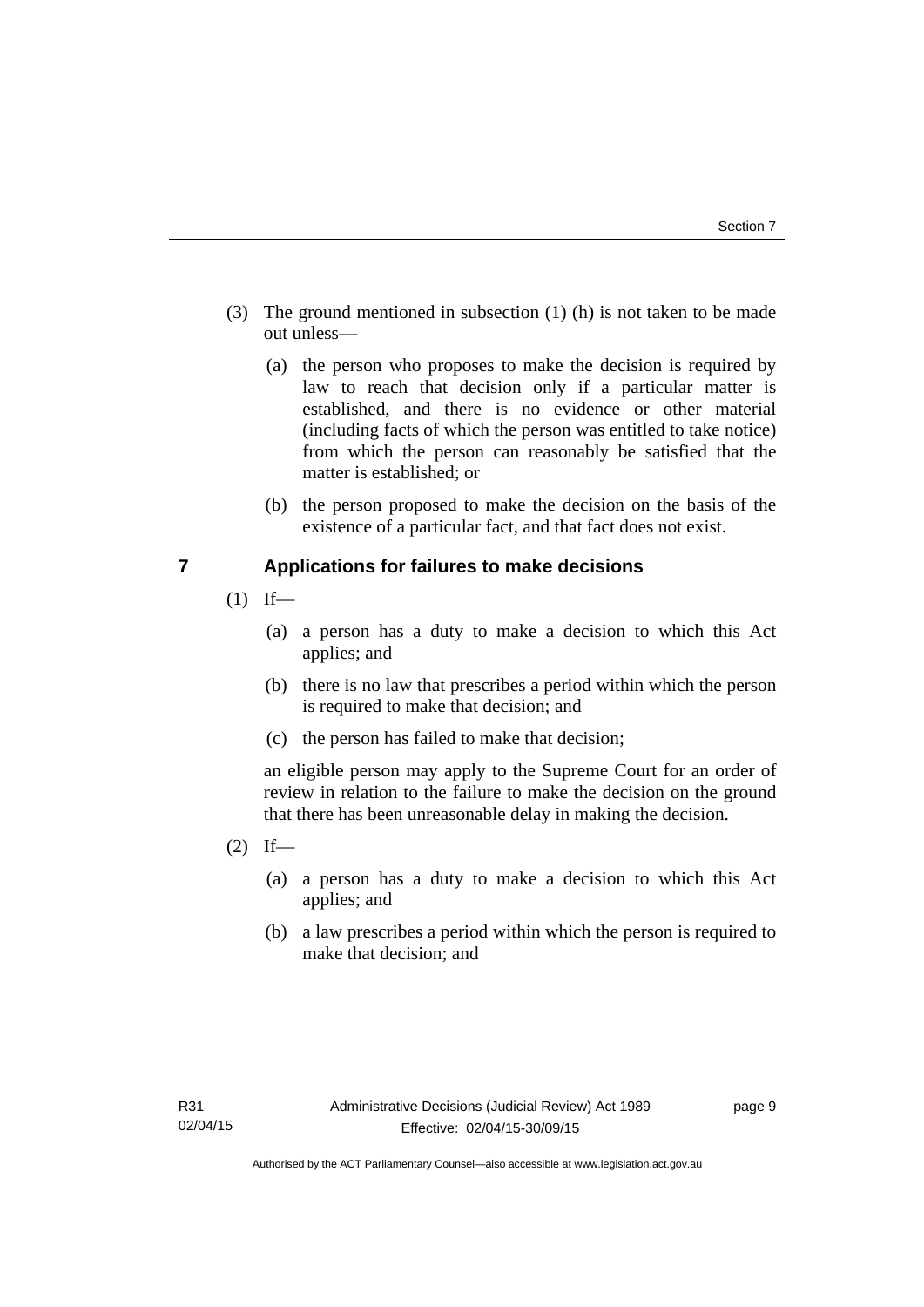(3) The ground mentioned in subsection (1) (h) is not taken to be made out unless—

(a) the person who proposes to make the decision is required by law to reach that decision only if a particular matter is established, and there is no evidence or other material (including facts of which the person was entitled to take notice) from which the person can reasonably be satisfied that the matter is established; or

(b) the person proposed to make the decision on the basis of the existence of a particular fact, and that fact does not exist.

## 7 Applications for failures to make decisions

(1) If—

(a) a person has a duty to make a decision to which this Act applies; and

(b) there is no law that prescribes a period within which the person is required to make that decision; and

(c) the person has failed to make that decision;

an eligible person may apply to the Supreme Court for an order of review in relation to the failure to make the decision on the ground that there has been unreasonable delay in making the decision.

(2) If—

(a) a person has a duty to make a decision to which this Act applies; and

(b) a law prescribes a period within which the person is required to make that decision; and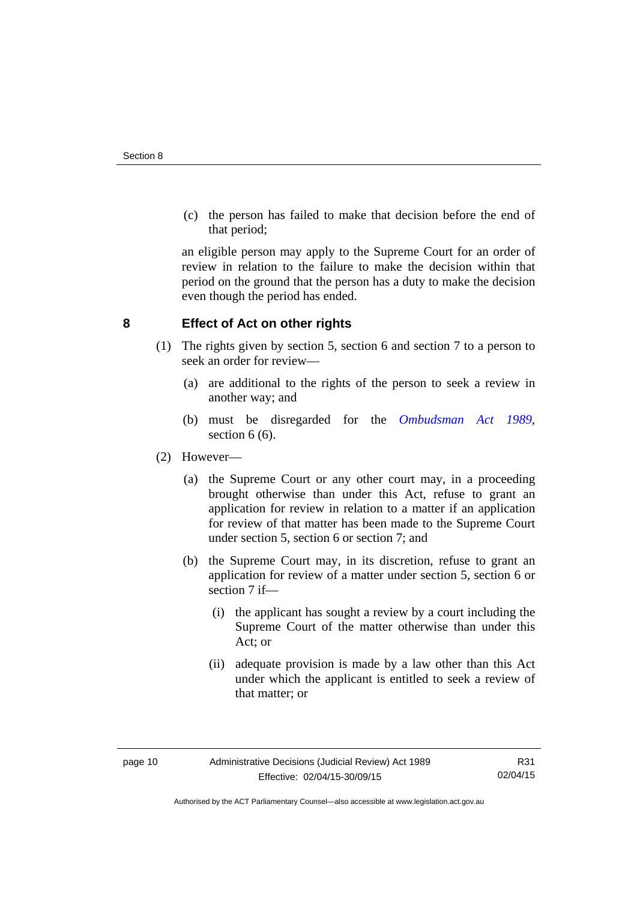(c) the person has failed to make that decision before the end of that period;

an eligible person may apply to the Supreme Court for an order of review in relation to the failure to make the decision within that period on the ground that the person has a duty to make the decision even though the period has ended.

## 8 Effect of Act on other rights

(1) The rights given by section 5, section 6 and section 7 to a person to seek an order for review—

(a) are additional to the rights of the person to seek a review in another way; and

(b) must be disregarded for the *Ombudsman Act 1989*, section 6 (6).

(2) However—

(a) the Supreme Court or any other court may, in a proceeding brought otherwise than under this Act, refuse to grant an application for review in relation to a matter if an application for review of that matter has been made to the Supreme Court under section 5, section 6 or section 7; and

(b) the Supreme Court may, in its discretion, refuse to grant an application for review of a matter under section 5, section 6 or section 7 if—

(i) the applicant has sought a review by a court including the Supreme Court of the matter otherwise than under this Act; or

(ii) adequate provision is made by a law other than this Act under which the applicant is entitled to seek a review of that matter; or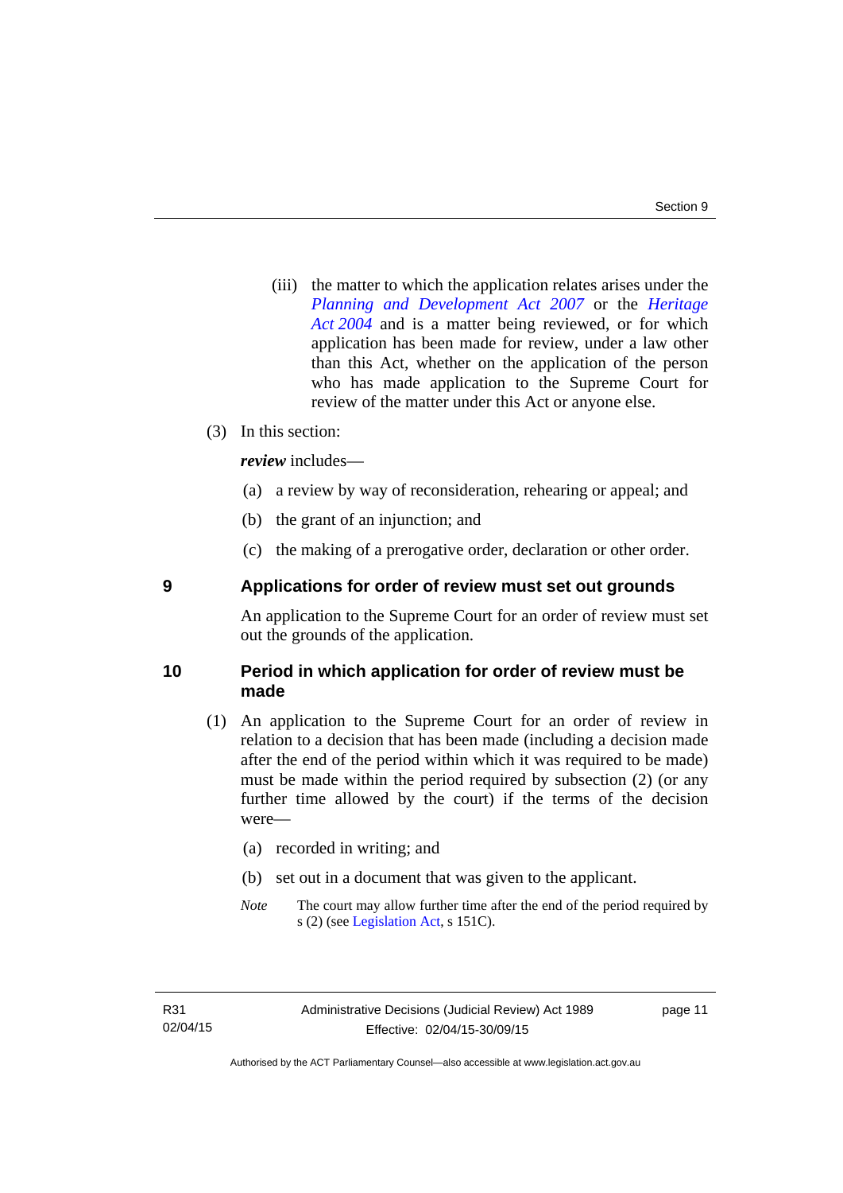(iii) the matter to which the application relates arises under the *Planning and Development Act 2007* or the *Heritage Act 2004* and is a matter being reviewed, or for which application has been made for review, under a law other than this Act, whether on the application of the person who has made application to the Supreme Court for review of the matter under this Act or anyone else.

(3) In this section:

***review*** includes—

(a) a review by way of reconsideration, rehearing or appeal; and

(b) the grant of an injunction; and

(c) the making of a prerogative order, declaration or other order.

## 9 Applications for order of review must set out grounds

An application to the Supreme Court for an order of review must set out the grounds of the application.

## 10 Period in which application for order of review must be made

(1) An application to the Supreme Court for an order of review in relation to a decision that has been made (including a decision made after the end of the period within which it was required to be made) must be made within the period required by subsection (2) (or any further time allowed by the court) if the terms of the decision were—

(a) recorded in writing; and

(b) set out in a document that was given to the applicant.

*Note* The court may allow further time after the end of the period required by s (2) (see Legislation Act, s 151C).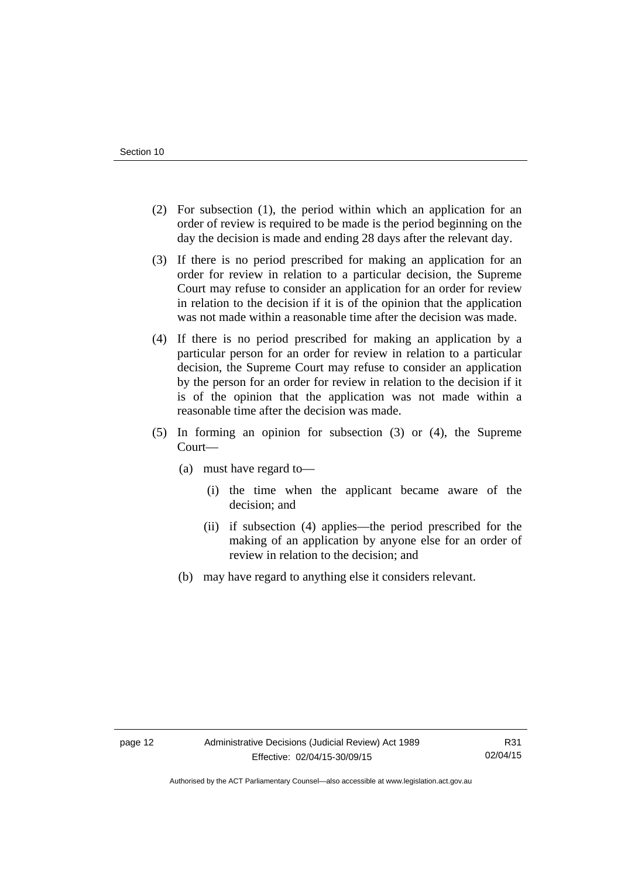(2) For subsection (1), the period within which an application for an order of review is required to be made is the period beginning on the day the decision is made and ending 28 days after the relevant day.

(3) If there is no period prescribed for making an application for an order for review in relation to a particular decision, the Supreme Court may refuse to consider an application for an order for review in relation to the decision if it is of the opinion that the application was not made within a reasonable time after the decision was made.

(4) If there is no period prescribed for making an application by a particular person for an order for review in relation to a particular decision, the Supreme Court may refuse to consider an application by the person for an order for review in relation to the decision if it is of the opinion that the application was not made within a reasonable time after the decision was made.

(5) In forming an opinion for subsection (3) or (4), the Supreme Court—

 (a) must have regard to—

  (i) the time when the applicant became aware of the decision; and

  (ii) if subsection (4) applies—the period prescribed for the making of an application by anyone else for an order of review in relation to the decision; and

 (b) may have regard to anything else it considers relevant.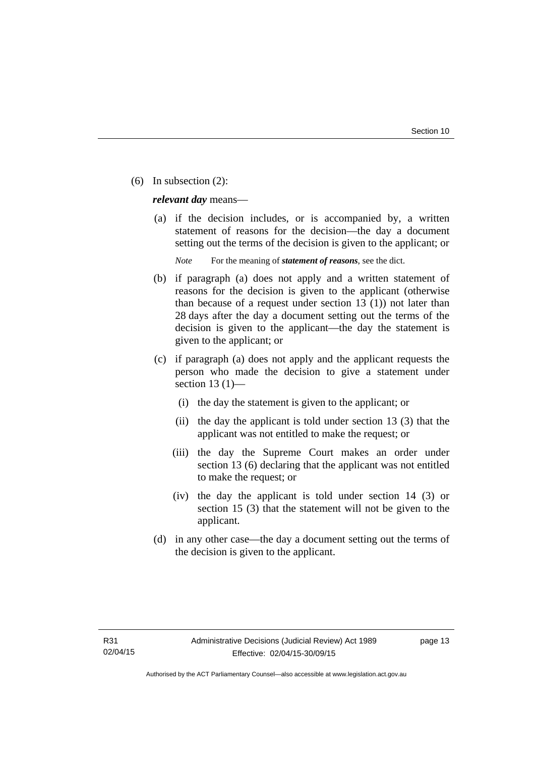(6) In subsection (2):

***relevant day*** means—

(a) if the decision includes, or is accompanied by, a written statement of reasons for the decision—the day a document setting out the terms of the decision is given to the applicant; or

*Note* For the meaning of ***statement of reasons***, see the dict.

(b) if paragraph (a) does not apply and a written statement of reasons for the decision is given to the applicant (otherwise than because of a request under section 13 (1)) not later than 28 days after the day a document setting out the terms of the decision is given to the applicant—the day the statement is given to the applicant; or

(c) if paragraph (a) does not apply and the applicant requests the person who made the decision to give a statement under section 13 (1)—

(i) the day the statement is given to the applicant; or

(ii) the day the applicant is told under section 13 (3) that the applicant was not entitled to make the request; or

(iii) the day the Supreme Court makes an order under section 13 (6) declaring that the applicant was not entitled to make the request; or

(iv) the day the applicant is told under section 14 (3) or section 15 (3) that the statement will not be given to the applicant.

(d) in any other case—the day a document setting out the terms of the decision is given to the applicant.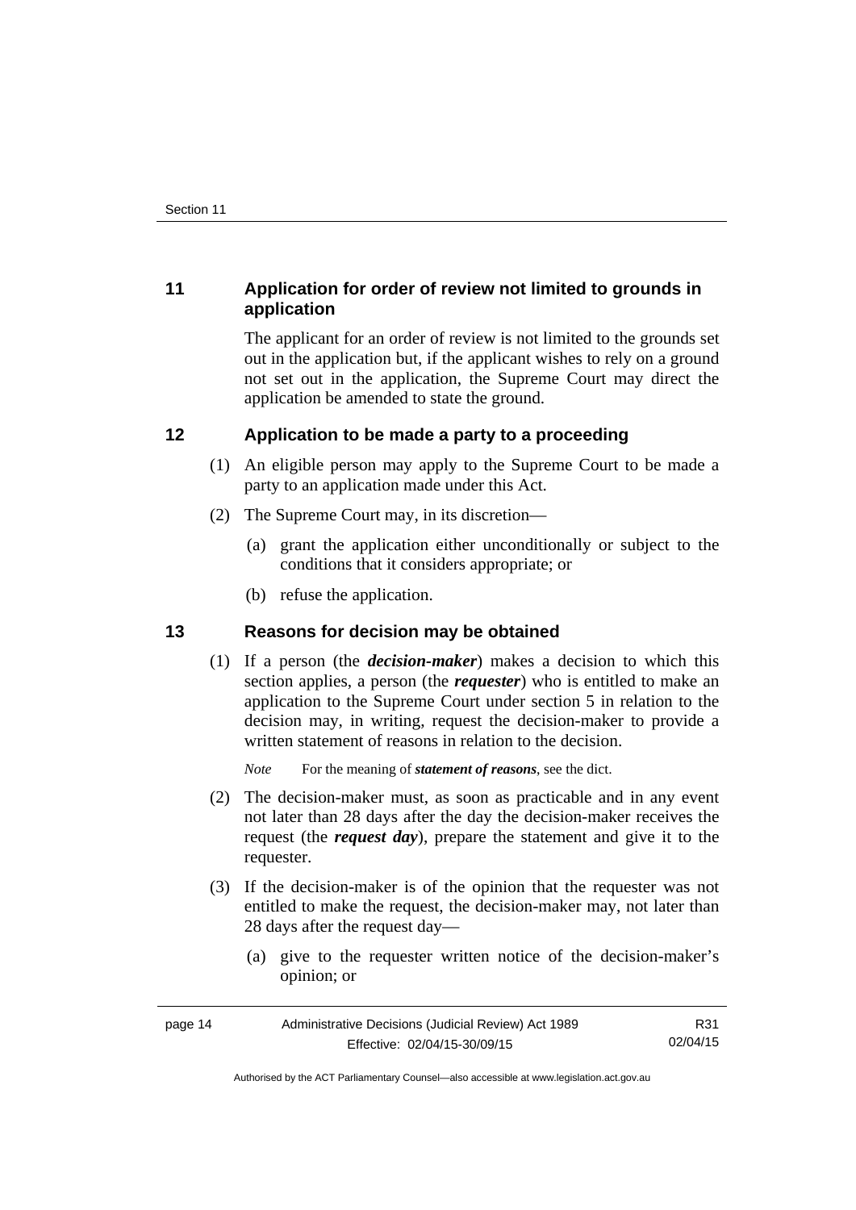## 11 Application for order of review not limited to grounds in application

The applicant for an order of review is not limited to the grounds set out in the application but, if the applicant wishes to rely on a ground not set out in the application, the Supreme Court may direct the application be amended to state the ground.

## 12 Application to be made a party to a proceeding

(1) An eligible person may apply to the Supreme Court to be made a party to an application made under this Act.

(2) The Supreme Court may, in its discretion—

(a) grant the application either unconditionally or subject to the conditions that it considers appropriate; or

(b) refuse the application.

## 13 Reasons for decision may be obtained

(1) If a person (the ***decision-maker***) makes a decision to which this section applies, a person (the ***requester***) who is entitled to make an application to the Supreme Court under section 5 in relation to the decision may, in writing, request the decision-maker to provide a written statement of reasons in relation to the decision.

*Note* For the meaning of ***statement of reasons***, see the dict.

(2) The decision-maker must, as soon as practicable and in any event not later than 28 days after the day the decision-maker receives the request (the ***request day***), prepare the statement and give it to the requester.

(3) If the decision-maker is of the opinion that the requester was not entitled to make the request, the decision-maker may, not later than 28 days after the request day—

(a) give to the requester written notice of the decision-maker's opinion; or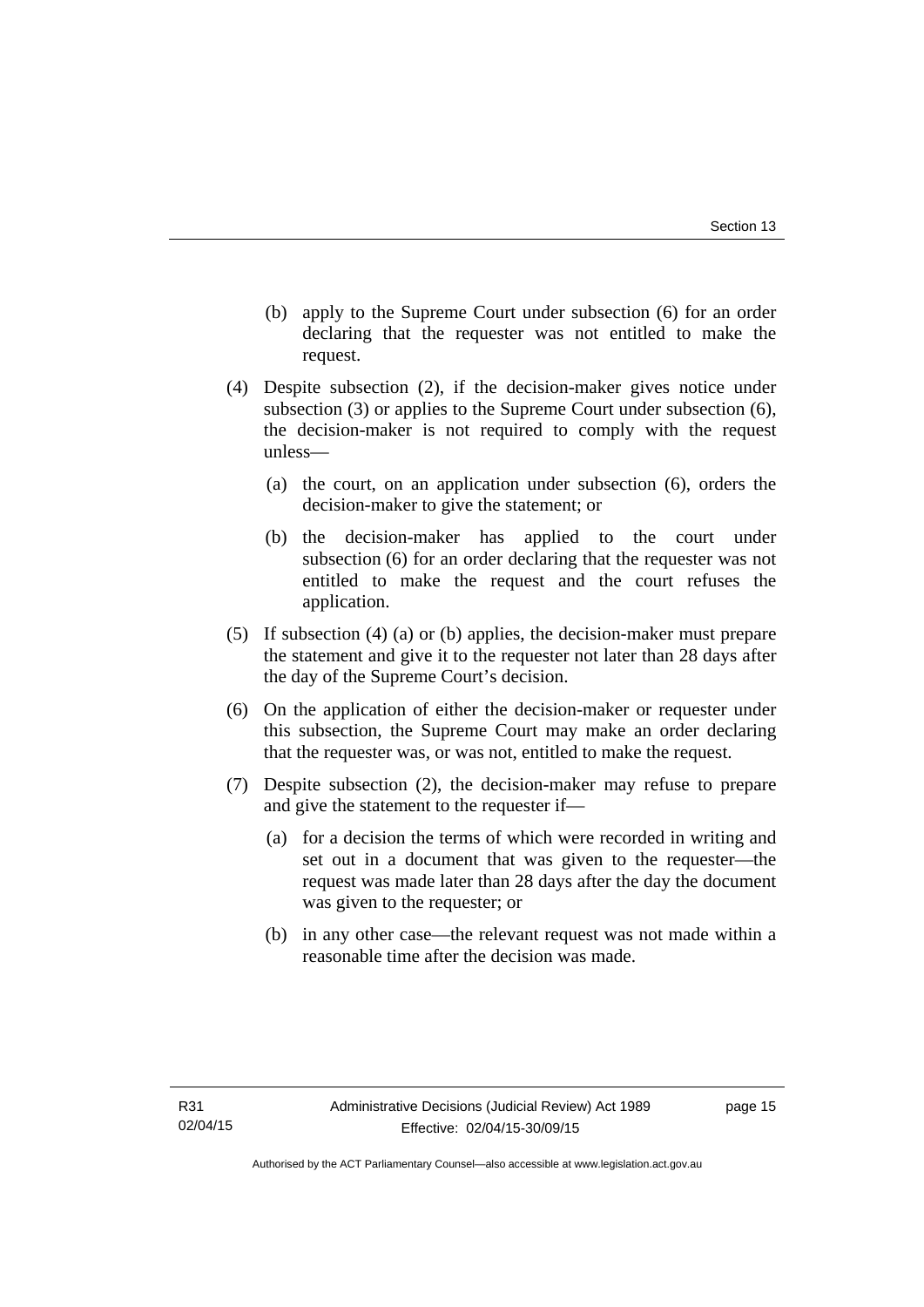(b) apply to the Supreme Court under subsection (6) for an order declaring that the requester was not entitled to make the request.

(4) Despite subsection (2), if the decision-maker gives notice under subsection (3) or applies to the Supreme Court under subsection (6), the decision-maker is not required to comply with the request unless—

(a) the court, on an application under subsection (6), orders the decision-maker to give the statement; or

(b) the decision-maker has applied to the court under subsection (6) for an order declaring that the requester was not entitled to make the request and the court refuses the application.

(5) If subsection (4) (a) or (b) applies, the decision-maker must prepare the statement and give it to the requester not later than 28 days after the day of the Supreme Court's decision.

(6) On the application of either the decision-maker or requester under this subsection, the Supreme Court may make an order declaring that the requester was, or was not, entitled to make the request.

(7) Despite subsection (2), the decision-maker may refuse to prepare and give the statement to the requester if—

(a) for a decision the terms of which were recorded in writing and set out in a document that was given to the requester—the request was made later than 28 days after the day the document was given to the requester; or

(b) in any other case—the relevant request was not made within a reasonable time after the decision was made.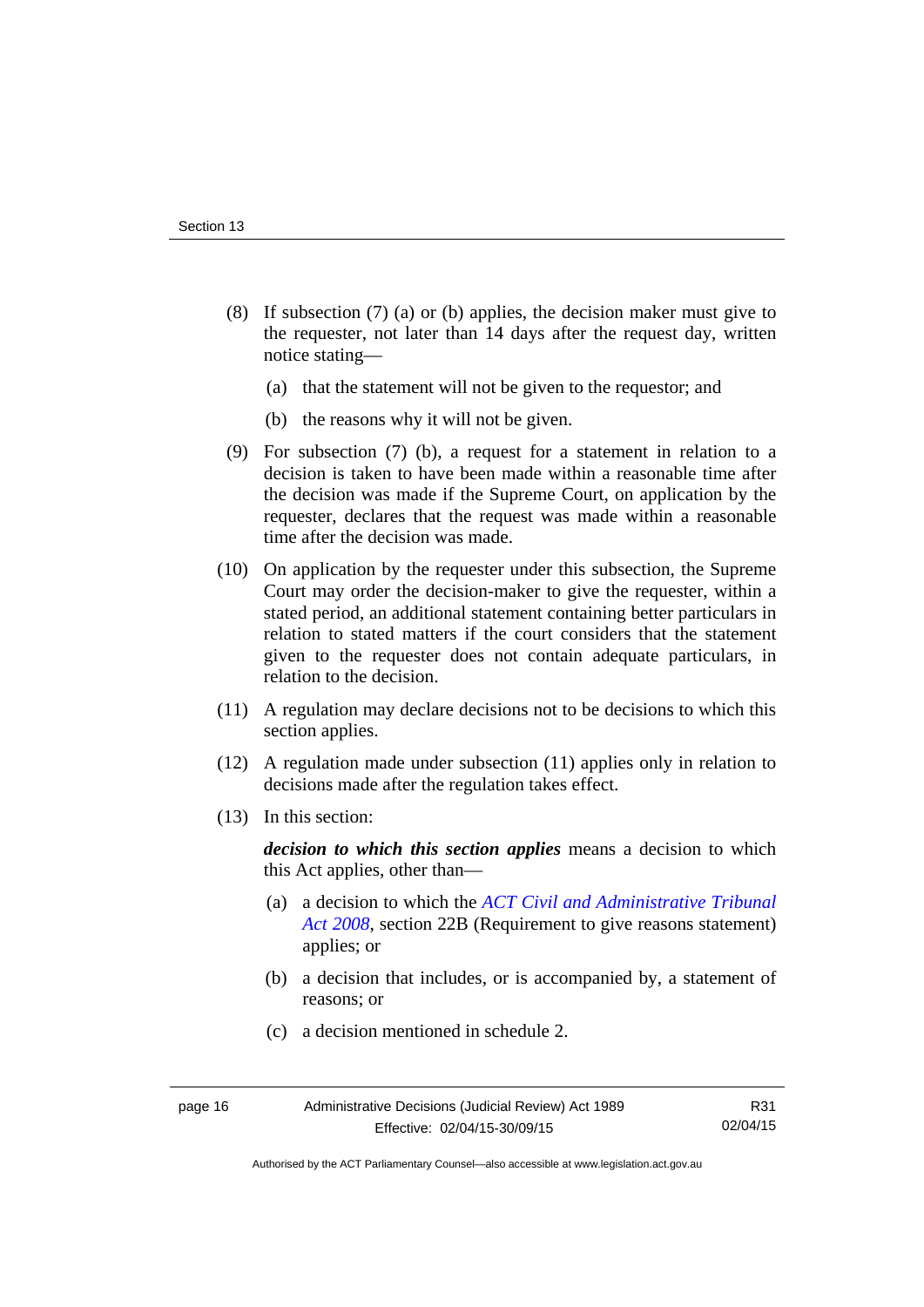(8) If subsection (7) (a) or (b) applies, the decision maker must give to the requester, not later than 14 days after the request day, written notice stating—

(a) that the statement will not be given to the requestor; and

(b) the reasons why it will not be given.

(9) For subsection (7) (b), a request for a statement in relation to a decision is taken to have been made within a reasonable time after the decision was made if the Supreme Court, on application by the requester, declares that the request was made within a reasonable time after the decision was made.

(10) On application by the requester under this subsection, the Supreme Court may order the decision-maker to give the requester, within a stated period, an additional statement containing better particulars in relation to stated matters if the court considers that the statement given to the requester does not contain adequate particulars, in relation to the decision.

(11) A regulation may declare decisions not to be decisions to which this section applies.

(12) A regulation made under subsection (11) applies only in relation to decisions made after the regulation takes effect.

(13) In this section:

***decision to which this section applies*** means a decision to which this Act applies, other than—

(a) a decision to which the *ACT Civil and Administrative Tribunal Act 2008*, section 22B (Requirement to give reasons statement) applies; or

(b) a decision that includes, or is accompanied by, a statement of reasons; or

(c) a decision mentioned in schedule 2.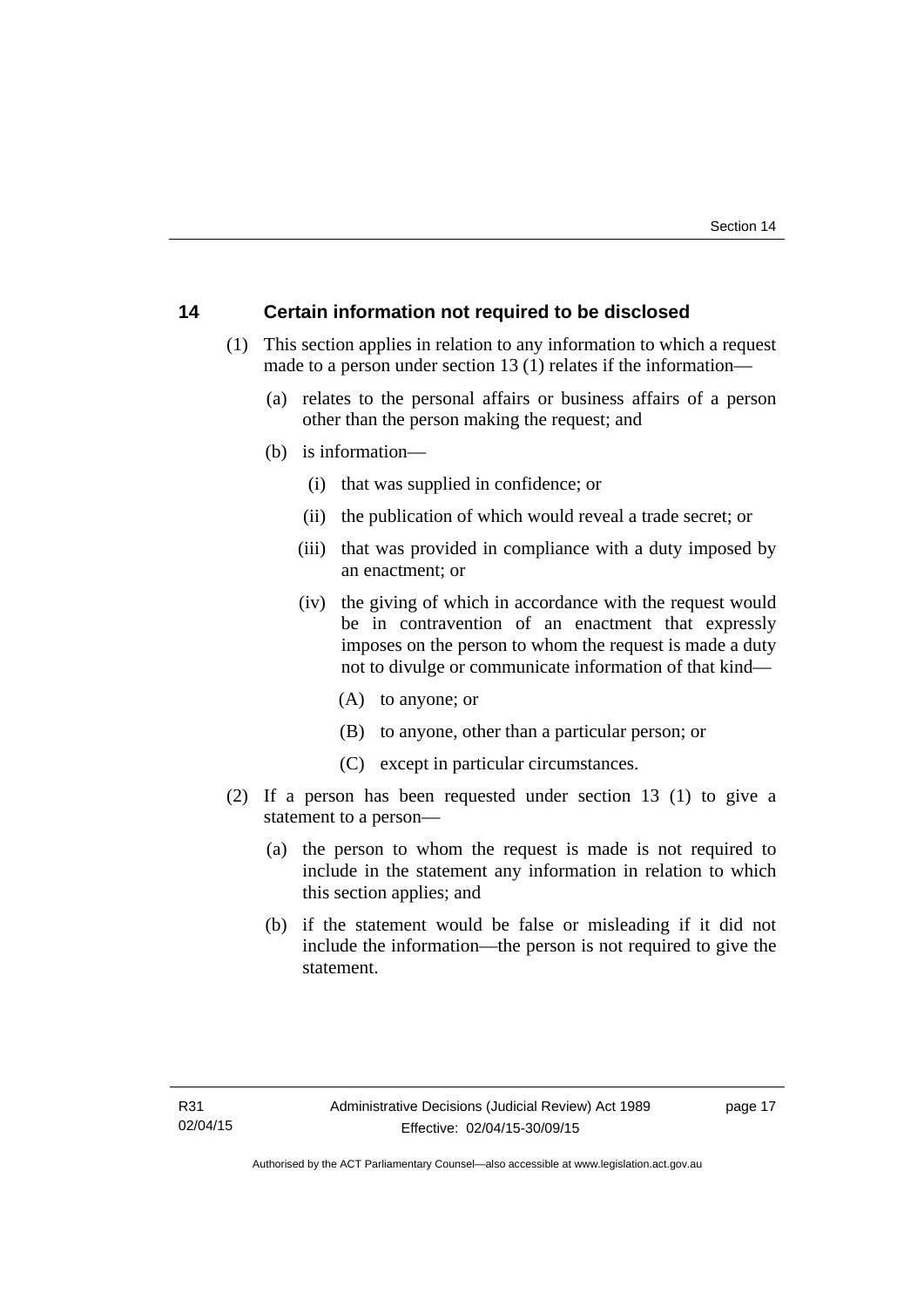## 14 Certain information not required to be disclosed

(1) This section applies in relation to any information to which a request made to a person under section 13 (1) relates if the information—

(a) relates to the personal affairs or business affairs of a person other than the person making the request; and

(b) is information—

(i) that was supplied in confidence; or

(ii) the publication of which would reveal a trade secret; or

(iii) that was provided in compliance with a duty imposed by an enactment; or

(iv) the giving of which in accordance with the request would be in contravention of an enactment that expressly imposes on the person to whom the request is made a duty not to divulge or communicate information of that kind—

(A) to anyone; or

(B) to anyone, other than a particular person; or

(C) except in particular circumstances.

(2) If a person has been requested under section 13 (1) to give a statement to a person—

(a) the person to whom the request is made is not required to include in the statement any information in relation to which this section applies; and

(b) if the statement would be false or misleading if it did not include the information—the person is not required to give the statement.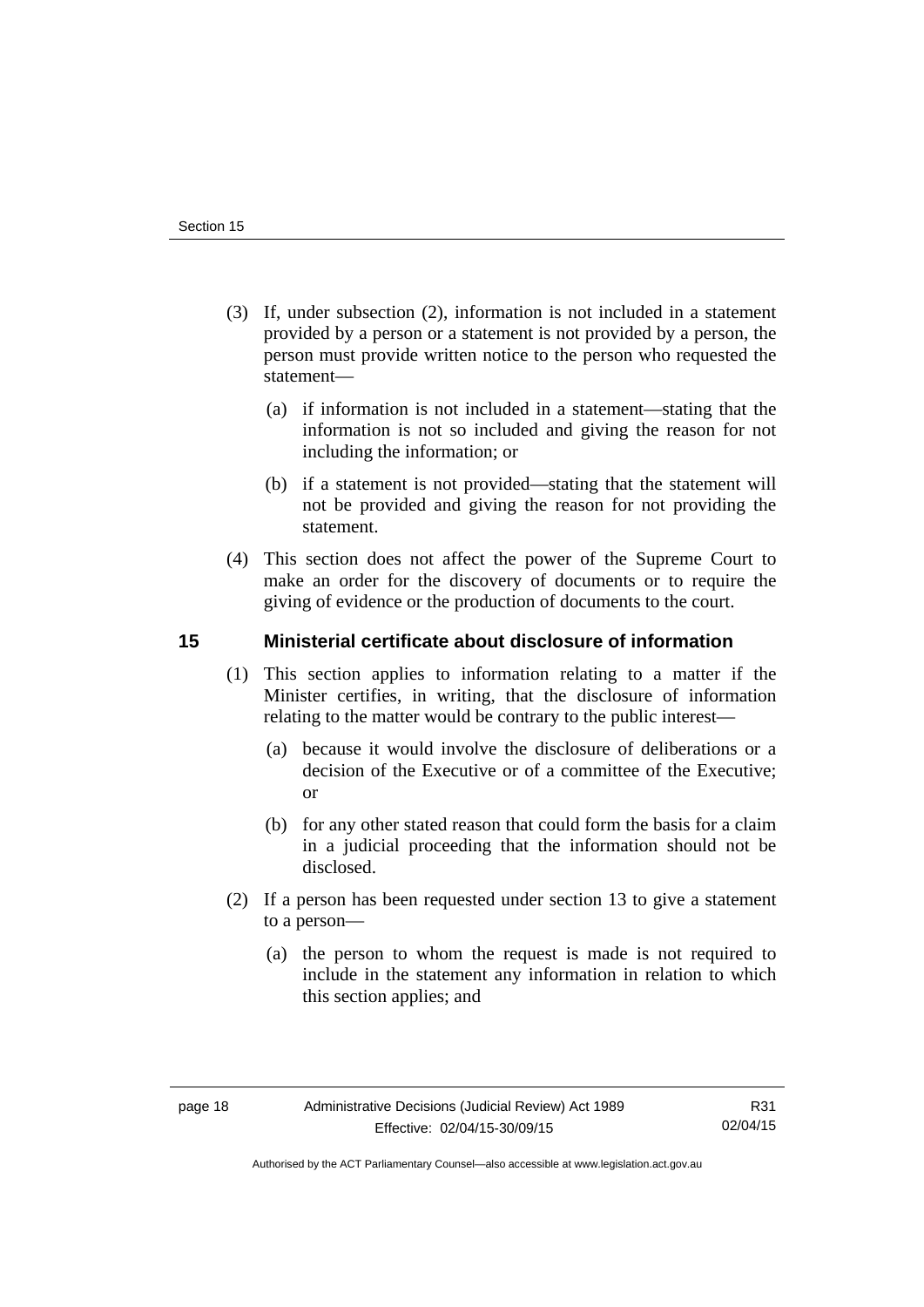(3) If, under subsection (2), information is not included in a statement provided by a person or a statement is not provided by a person, the person must provide written notice to the person who requested the statement—

(a) if information is not included in a statement—stating that the information is not so included and giving the reason for not including the information; or

(b) if a statement is not provided—stating that the statement will not be provided and giving the reason for not providing the statement.

(4) This section does not affect the power of the Supreme Court to make an order for the discovery of documents or to require the giving of evidence or the production of documents to the court.

## 15 Ministerial certificate about disclosure of information

(1) This section applies to information relating to a matter if the Minister certifies, in writing, that the disclosure of information relating to the matter would be contrary to the public interest—

(a) because it would involve the disclosure of deliberations or a decision of the Executive or of a committee of the Executive; or

(b) for any other stated reason that could form the basis for a claim in a judicial proceeding that the information should not be disclosed.

(2) If a person has been requested under section 13 to give a statement to a person—

(a) the person to whom the request is made is not required to include in the statement any information in relation to which this section applies; and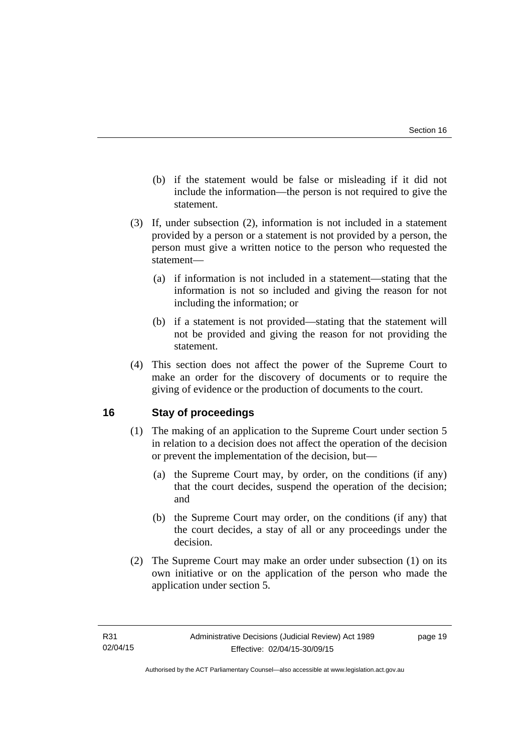(b) if the statement would be false or misleading if it did not include the information—the person is not required to give the statement.

(3) If, under subsection (2), information is not included in a statement provided by a person or a statement is not provided by a person, the person must give a written notice to the person who requested the statement—

(a) if information is not included in a statement—stating that the information is not so included and giving the reason for not including the information; or

(b) if a statement is not provided—stating that the statement will not be provided and giving the reason for not providing the statement.

(4) This section does not affect the power of the Supreme Court to make an order for the discovery of documents or to require the giving of evidence or the production of documents to the court.

## 16 Stay of proceedings

(1) The making of an application to the Supreme Court under section 5 in relation to a decision does not affect the operation of the decision or prevent the implementation of the decision, but—

(a) the Supreme Court may, by order, on the conditions (if any) that the court decides, suspend the operation of the decision; and

(b) the Supreme Court may order, on the conditions (if any) that the court decides, a stay of all or any proceedings under the decision.

(2) The Supreme Court may make an order under subsection (1) on its own initiative or on the application of the person who made the application under section 5.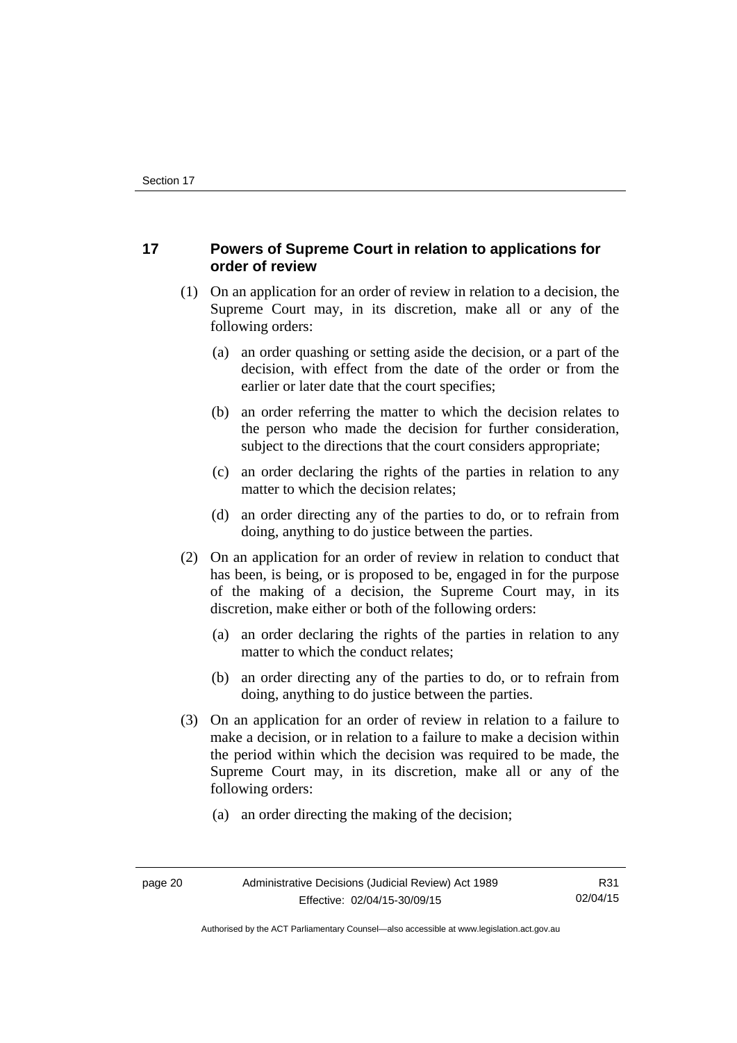## 17 Powers of Supreme Court in relation to applications for order of review

(1) On an application for an order of review in relation to a decision, the Supreme Court may, in its discretion, make all or any of the following orders:

(a) an order quashing or setting aside the decision, or a part of the decision, with effect from the date of the order or from the earlier or later date that the court specifies;

(b) an order referring the matter to which the decision relates to the person who made the decision for further consideration, subject to the directions that the court considers appropriate;

(c) an order declaring the rights of the parties in relation to any matter to which the decision relates;

(d) an order directing any of the parties to do, or to refrain from doing, anything to do justice between the parties.

(2) On an application for an order of review in relation to conduct that has been, is being, or is proposed to be, engaged in for the purpose of the making of a decision, the Supreme Court may, in its discretion, make either or both of the following orders:

(a) an order declaring the rights of the parties in relation to any matter to which the conduct relates;

(b) an order directing any of the parties to do, or to refrain from doing, anything to do justice between the parties.

(3) On an application for an order of review in relation to a failure to make a decision, or in relation to a failure to make a decision within the period within which the decision was required to be made, the Supreme Court may, in its discretion, make all or any of the following orders:

(a) an order directing the making of the decision;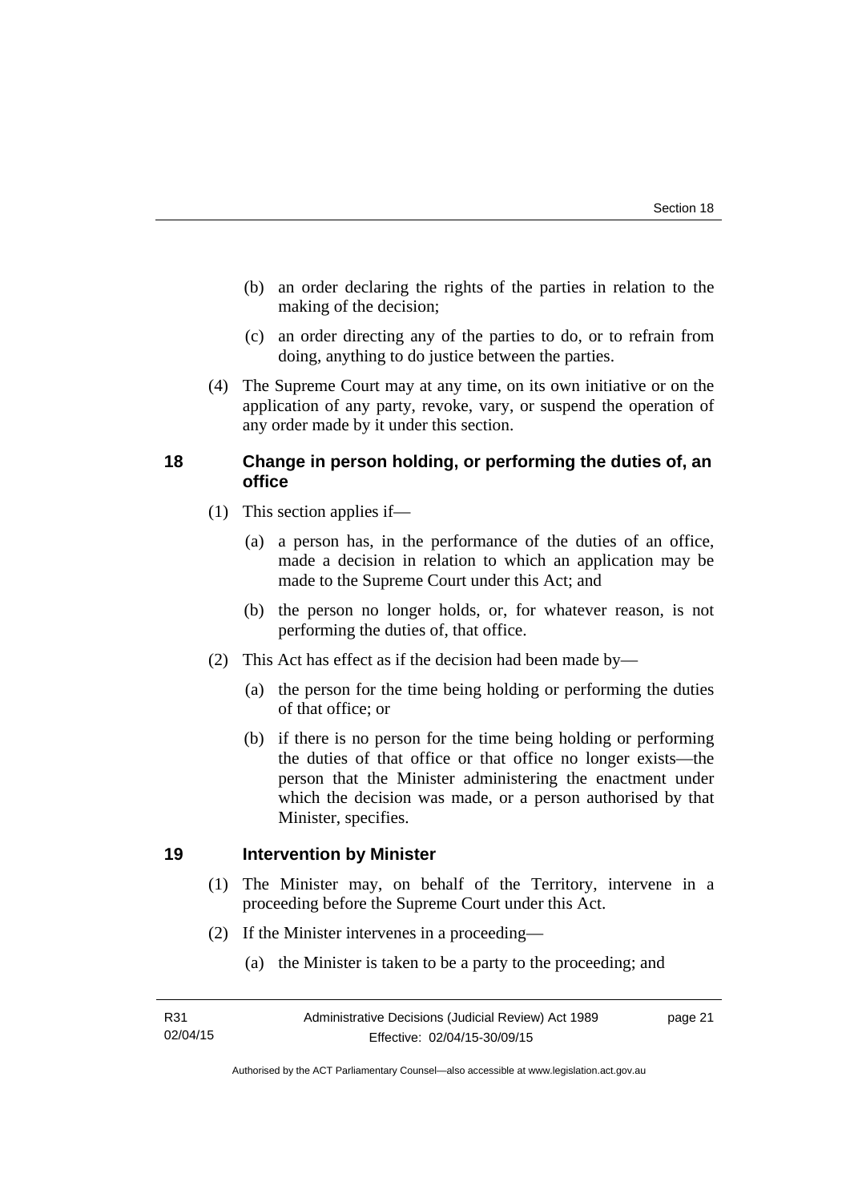(b) an order declaring the rights of the parties in relation to the making of the decision;

(c) an order directing any of the parties to do, or to refrain from doing, anything to do justice between the parties.

(4) The Supreme Court may at any time, on its own initiative or on the application of any party, revoke, vary, or suspend the operation of any order made by it under this section.

## 18 Change in person holding, or performing the duties of, an office

(1) This section applies if—

(a) a person has, in the performance of the duties of an office, made a decision in relation to which an application may be made to the Supreme Court under this Act; and

(b) the person no longer holds, or, for whatever reason, is not performing the duties of, that office.

(2) This Act has effect as if the decision had been made by—

(a) the person for the time being holding or performing the duties of that office; or

(b) if there is no person for the time being holding or performing the duties of that office or that office no longer exists—the person that the Minister administering the enactment under which the decision was made, or a person authorised by that Minister, specifies.

## 19 Intervention by Minister

(1) The Minister may, on behalf of the Territory, intervene in a proceeding before the Supreme Court under this Act.

(2) If the Minister intervenes in a proceeding—

(a) the Minister is taken to be a party to the proceeding; and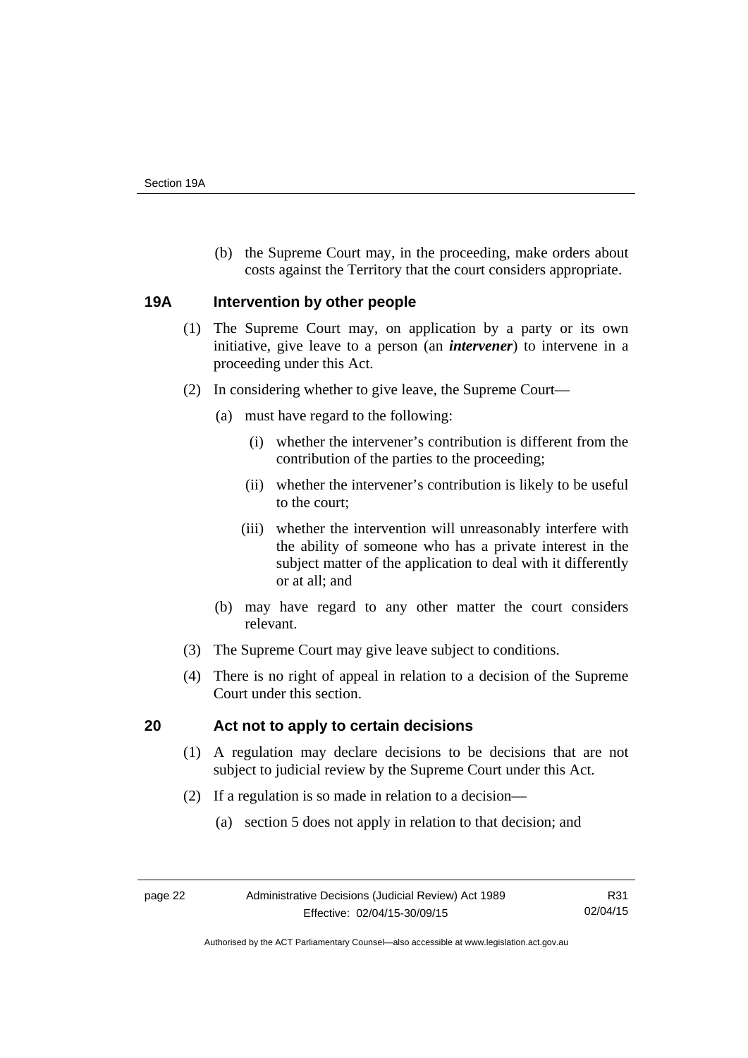(b) the Supreme Court may, in the proceeding, make orders about costs against the Territory that the court considers appropriate.

### 19A Intervention by other people

(1) The Supreme Court may, on application by a party or its own initiative, give leave to a person (an ***intervener***) to intervene in a proceeding under this Act.

(2) In considering whether to give leave, the Supreme Court—

(a) must have regard to the following:

(i) whether the intervener's contribution is different from the contribution of the parties to the proceeding;

(ii) whether the intervener's contribution is likely to be useful to the court;

(iii) whether the intervention will unreasonably interfere with the ability of someone who has a private interest in the subject matter of the application to deal with it differently or at all; and

(b) may have regard to any other matter the court considers relevant.

(3) The Supreme Court may give leave subject to conditions.

(4) There is no right of appeal in relation to a decision of the Supreme Court under this section.

### 20 Act not to apply to certain decisions

(1) A regulation may declare decisions to be decisions that are not subject to judicial review by the Supreme Court under this Act.

(2) If a regulation is so made in relation to a decision—

(a) section 5 does not apply in relation to that decision; and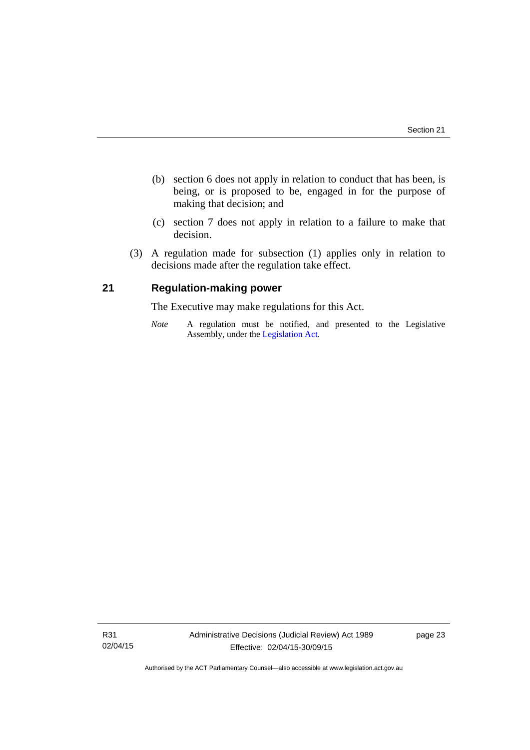(b) section 6 does not apply in relation to conduct that has been, is being, or is proposed to be, engaged in for the purpose of making that decision; and

(c) section 7 does not apply in relation to a failure to make that decision.

(3) A regulation made for subsection (1) applies only in relation to decisions made after the regulation take effect.

## 21 Regulation-making power

The Executive may make regulations for this Act.

*Note* A regulation must be notified, and presented to the Legislative Assembly, under the Legislation Act.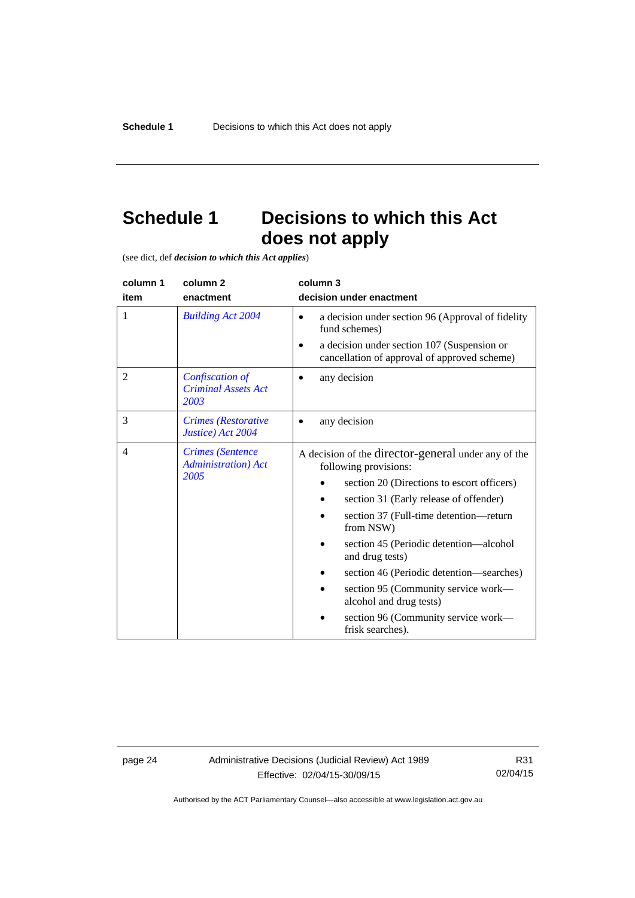# Schedule 1 Decisions to which this Act does not apply

(see dict, def ***decision to which this Act applies***)

| column 1<br>item | column 2<br>enactment | column 3<br>decision under enactment |
|---|---|---|
| 1 | *Building Act 2004* | • a decision under section 96 (Approval of fidelity fund schemes)<br>• a decision under section 107 (Suspension or cancellation of approval of approved scheme) |
| 2 | *Confiscation of Criminal Assets Act 2003* | • any decision |
| 3 | *Crimes (Restorative Justice) Act 2004* | • any decision |
| 4 | *Crimes (Sentence Administration) Act 2005* | A decision of the director-general under any of the following provisions:<br>• section 20 (Directions to escort officers)<br>• section 31 (Early release of offender)<br>• section 37 (Full-time detention—return from NSW)<br>• section 45 (Periodic detention—alcohol and drug tests)<br>• section 46 (Periodic detention—searches)<br>• section 95 (Community service work—alcohol and drug tests)<br>• section 96 (Community service work—frisk searches). |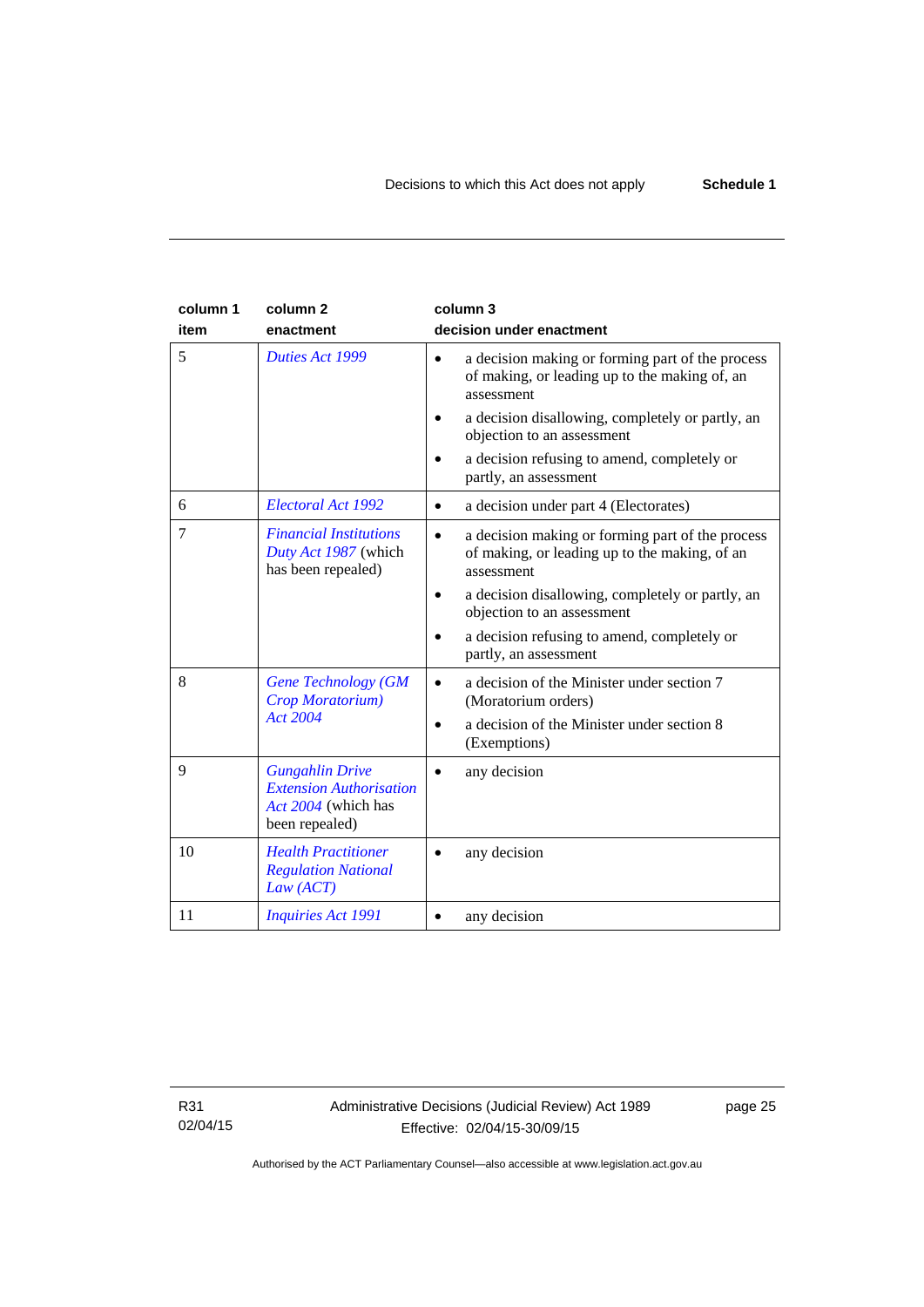| column 1 item | column 2 enactment | column 3 decision under enactment |
|---|---|---|
| 5 | *Duties Act 1999* | • a decision making or forming part of the process of making, or leading up to the making of, an assessment<br>• a decision disallowing, completely or partly, an objection to an assessment<br>• a decision refusing to amend, completely or partly, an assessment |
| 6 | *Electoral Act 1992* | • a decision under part 4 (Electorates) |
| 7 | *Financial Institutions Duty Act 1987* (which has been repealed) | • a decision making or forming part of the process of making, or leading up to the making, of an assessment<br>• a decision disallowing, completely or partly, an objection to an assessment<br>• a decision refusing to amend, completely or partly, an assessment |
| 8 | *Gene Technology (GM Crop Moratorium) Act 2004* | • a decision of the Minister under section 7 (Moratorium orders)<br>• a decision of the Minister under section 8 (Exemptions) |
| 9 | *Gungahlin Drive Extension Authorisation Act 2004* (which has been repealed) | • any decision |
| 10 | *Health Practitioner Regulation National Law (ACT)* | • any decision |
| 11 | *Inquiries Act 1991* | • any decision |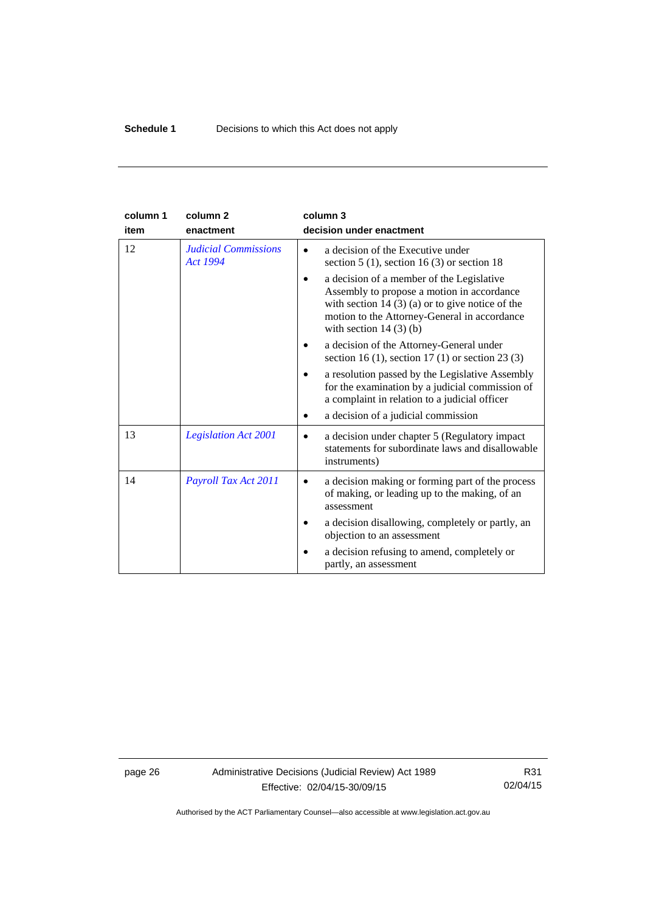| column 1<br>item | column 2<br>enactment | column 3<br>decision under enactment |
|---|---|---|
| 12 | *Judicial Commissions Act 1994* | • a decision of the Executive under section 5 (1), section 16 (3) or section 18<br>• a decision of a member of the Legislative Assembly to propose a motion in accordance with section 14 (3) (a) or to give notice of the motion to the Attorney-General in accordance with section 14 (3) (b)<br>• a decision of the Attorney-General under section 16 (1), section 17 (1) or section 23 (3)<br>• a resolution passed by the Legislative Assembly for the examination by a judicial commission of a complaint in relation to a judicial officer<br>• a decision of a judicial commission |
| 13 | *Legislation Act 2001* | • a decision under chapter 5 (Regulatory impact statements for subordinate laws and disallowable instruments) |
| 14 | *Payroll Tax Act 2011* | • a decision making or forming part of the process of making, or leading up to the making, of an assessment<br>• a decision disallowing, completely or partly, an objection to an assessment<br>• a decision refusing to amend, completely or partly, an assessment |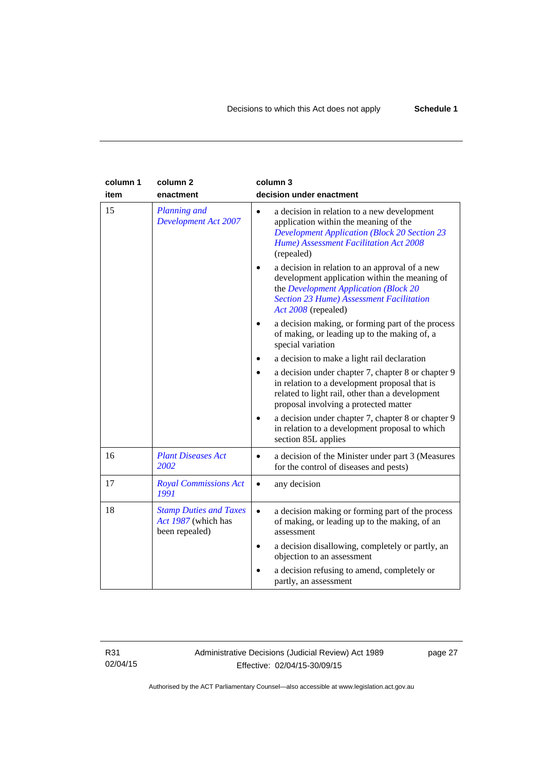| column 1 item | column 2 enactment | column 3 decision under enactment |
|---|---|---|
| 15 | *Planning and Development Act 2007* | • a decision in relation to a new development application within the meaning of the *Development Application (Block 20 Section 23 Hume) Assessment Facilitation Act 2008* (repealed)<br>• a decision in relation to an approval of a new development application within the meaning of the *Development Application (Block 20 Section 23 Hume) Assessment Facilitation Act 2008* (repealed)<br>• a decision making, or forming part of the process of making, or leading up to the making of, a special variation<br>• a decision to make a light rail declaration<br>• a decision under chapter 7, chapter 8 or chapter 9 in relation to a development proposal that is related to light rail, other than a development proposal involving a protected matter<br>• a decision under chapter 7, chapter 8 or chapter 9 in relation to a development proposal to which section 85L applies |
| 16 | *Plant Diseases Act 2002* | • a decision of the Minister under part 3 (Measures for the control of diseases and pests) |
| 17 | *Royal Commissions Act 1991* | • any decision |
| 18 | *Stamp Duties and Taxes Act 1987* (which has been repealed) | • a decision making or forming part of the process of making, or leading up to the making, of an assessment<br>• a decision disallowing, completely or partly, an objection to an assessment<br>• a decision refusing to amend, completely or partly, an assessment |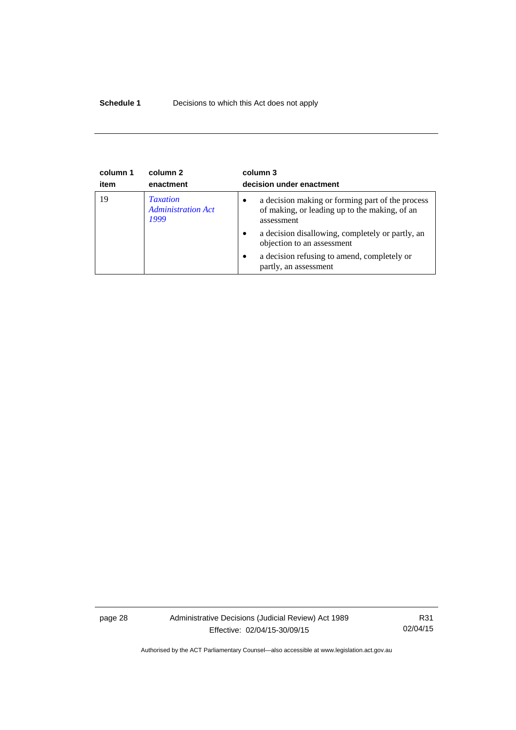| column 1 item | column 2 enactment | column 3 decision under enactment |
|---|---|---|
| 19 | *Taxation Administration Act 1999* | • a decision making or forming part of the process of making, or leading up to the making, of an assessment<br>• a decision disallowing, completely or partly, an objection to an assessment<br>• a decision refusing to amend, completely or partly, an assessment |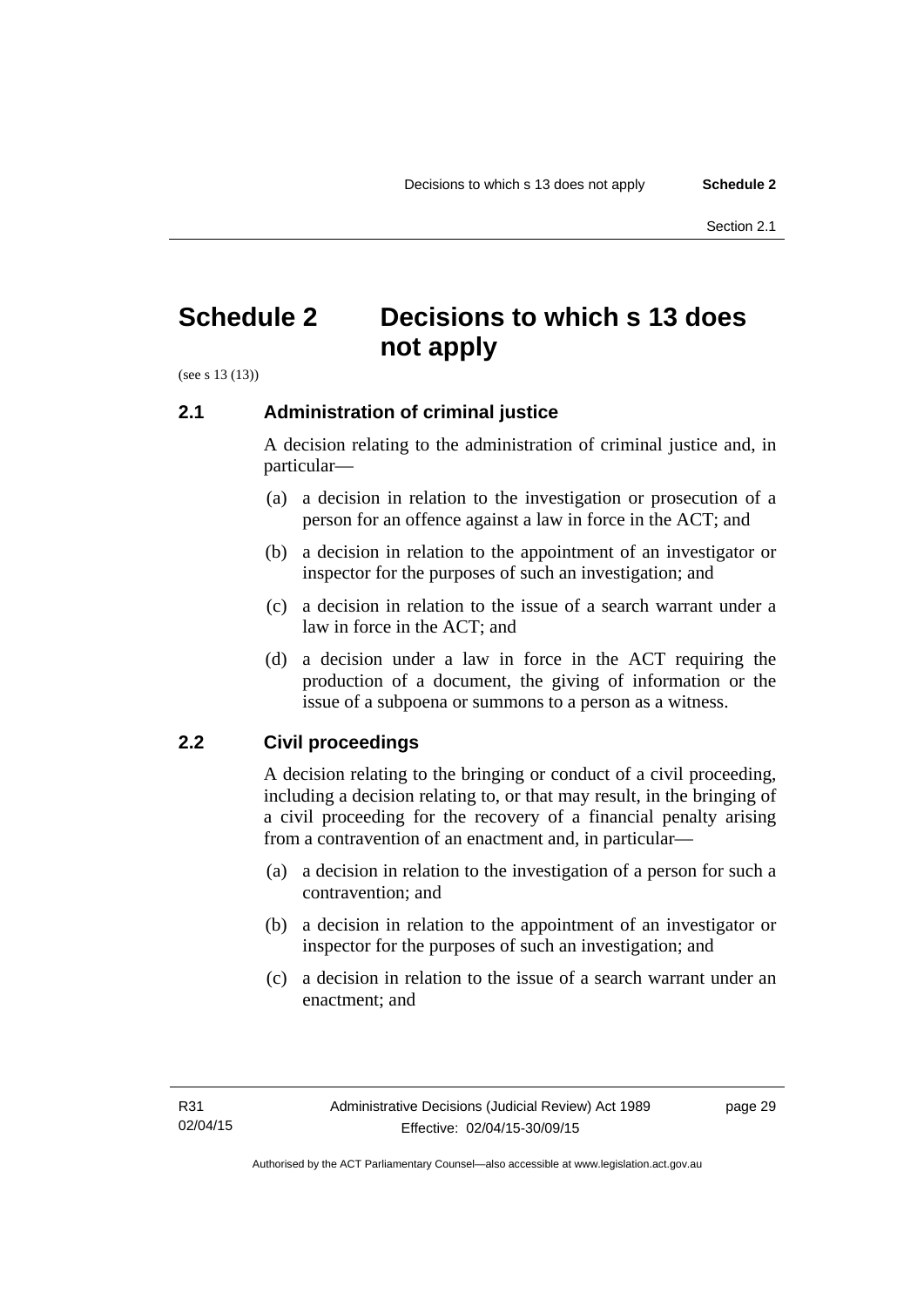# Schedule 2 Decisions to which s 13 does not apply

(see s 13 (13))

## 2.1 Administration of criminal justice

A decision relating to the administration of criminal justice and, in particular—

(a) a decision in relation to the investigation or prosecution of a person for an offence against a law in force in the ACT; and

(b) a decision in relation to the appointment of an investigator or inspector for the purposes of such an investigation; and

(c) a decision in relation to the issue of a search warrant under a law in force in the ACT; and

(d) a decision under a law in force in the ACT requiring the production of a document, the giving of information or the issue of a subpoena or summons to a person as a witness.

## 2.2 Civil proceedings

A decision relating to the bringing or conduct of a civil proceeding, including a decision relating to, or that may result, in the bringing of a civil proceeding for the recovery of a financial penalty arising from a contravention of an enactment and, in particular—

(a) a decision in relation to the investigation of a person for such a contravention; and

(b) a decision in relation to the appointment of an investigator or inspector for the purposes of such an investigation; and

(c) a decision in relation to the issue of a search warrant under an enactment; and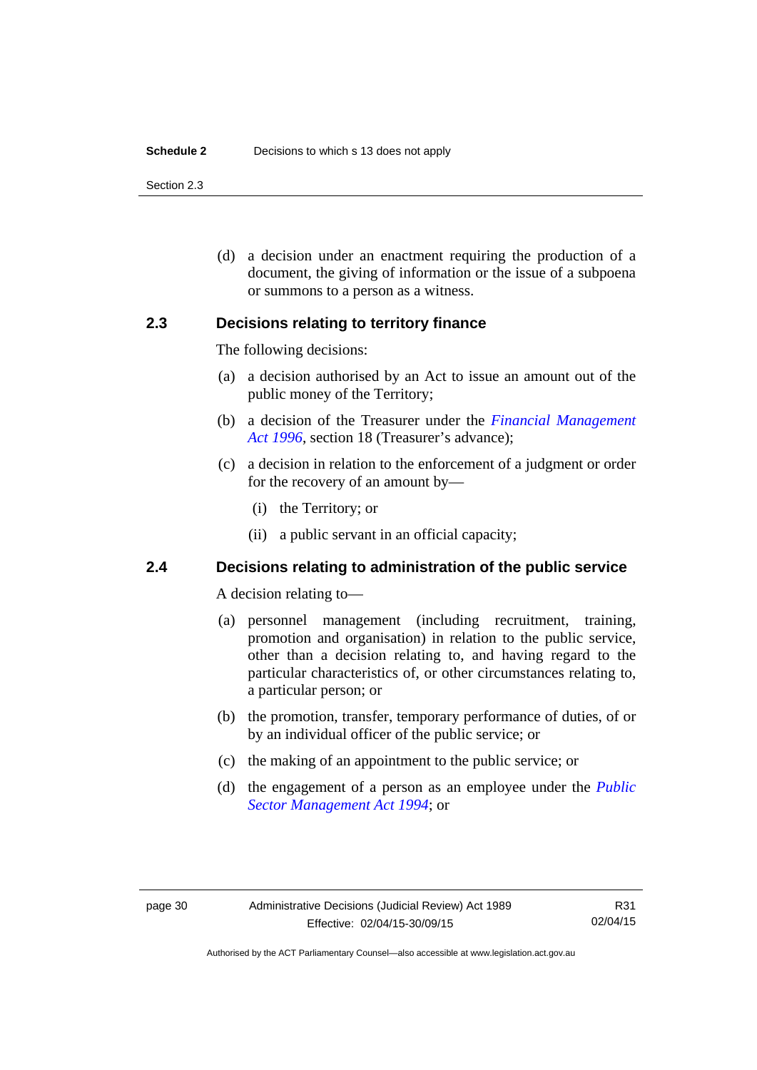(d) a decision under an enactment requiring the production of a document, the giving of information or the issue of a subpoena or summons to a person as a witness.

### 2.3 Decisions relating to territory finance

The following decisions:

(a) a decision authorised by an Act to issue an amount out of the public money of the Territory;

(b) a decision of the Treasurer under the *Financial Management Act 1996*, section 18 (Treasurer's advance);

(c) a decision in relation to the enforcement of a judgment or order for the recovery of an amount by—

   (i) the Territory; or

   (ii) a public servant in an official capacity;

### 2.4 Decisions relating to administration of the public service

A decision relating to—

(a) personnel management (including recruitment, training, promotion and organisation) in relation to the public service, other than a decision relating to, and having regard to the particular characteristics of, or other circumstances relating to, a particular person; or

(b) the promotion, transfer, temporary performance of duties, of or by an individual officer of the public service; or

(c) the making of an appointment to the public service; or

(d) the engagement of a person as an employee under the *Public Sector Management Act 1994*; or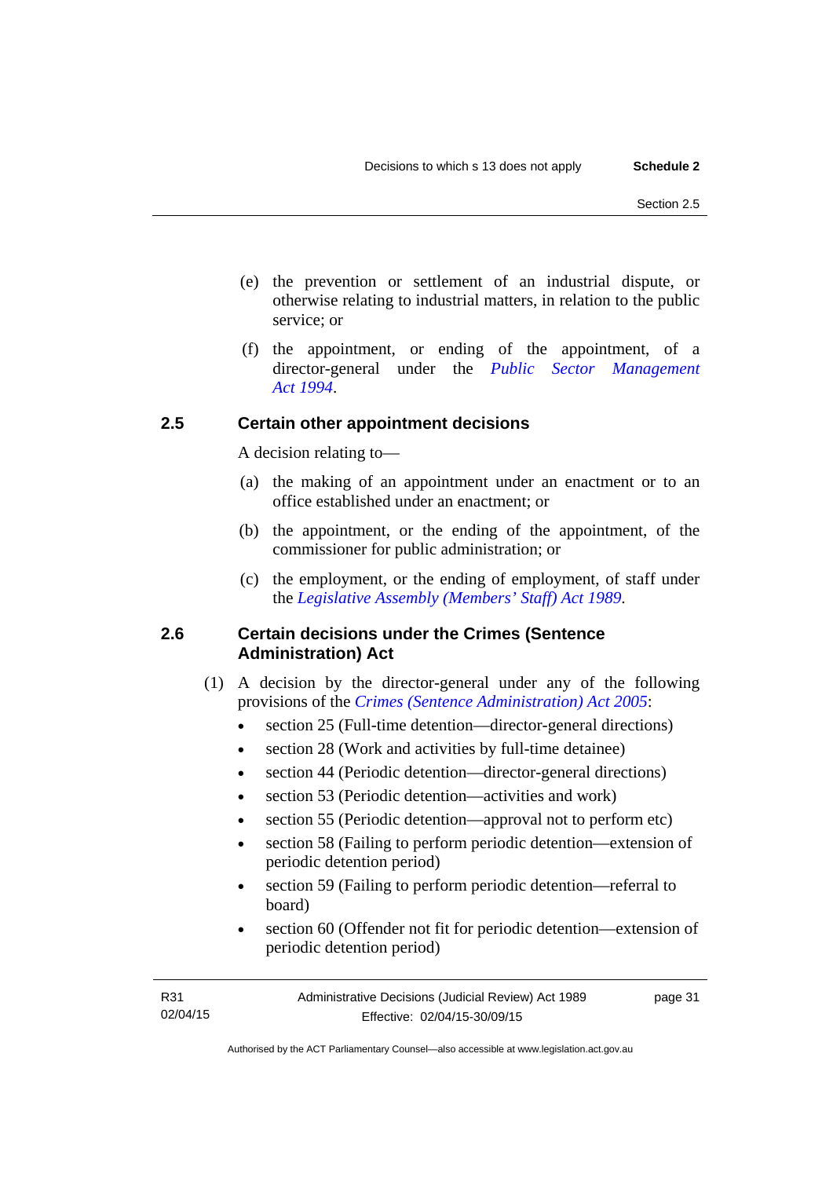(e) the prevention or settlement of an industrial dispute, or otherwise relating to industrial matters, in relation to the public service; or

(f) the appointment, or ending of the appointment, of a director-general under the *Public Sector Management Act 1994*.

### 2.5 Certain other appointment decisions

A decision relating to—

(a) the making of an appointment under an enactment or to an office established under an enactment; or

(b) the appointment, or the ending of the appointment, of the commissioner for public administration; or

(c) the employment, or the ending of employment, of staff under the *Legislative Assembly (Members' Staff) Act 1989*.

### 2.6 Certain decisions under the Crimes (Sentence Administration) Act

(1) A decision by the director-general under any of the following provisions of the *Crimes (Sentence Administration) Act 2005*:

- section 25 (Full-time detention—director-general directions)
- section 28 (Work and activities by full-time detainee)
- section 44 (Periodic detention—director-general directions)
- section 53 (Periodic detention—activities and work)
- section 55 (Periodic detention—approval not to perform etc)
- section 58 (Failing to perform periodic detention—extension of periodic detention period)
- section 59 (Failing to perform periodic detention—referral to board)
- section 60 (Offender not fit for periodic detention—extension of periodic detention period)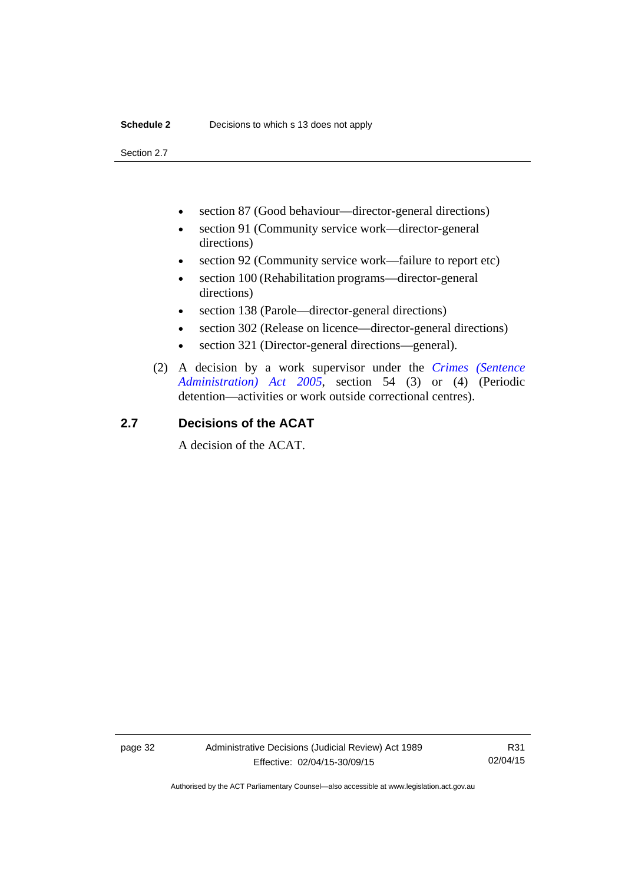- section 87 (Good behaviour—director-general directions)
- section 91 (Community service work—director-general directions)
- section 92 (Community service work—failure to report etc)
- section 100 (Rehabilitation programs—director-general directions)
- section 138 (Parole—director-general directions)
- section 302 (Release on licence—director-general directions)
- section 321 (Director-general directions—general).

(2) A decision by a work supervisor under the *Crimes (Sentence Administration) Act 2005*, section 54 (3) or (4) (Periodic detention—activities or work outside correctional centres).

## 2.7 Decisions of the ACAT

A decision of the ACAT.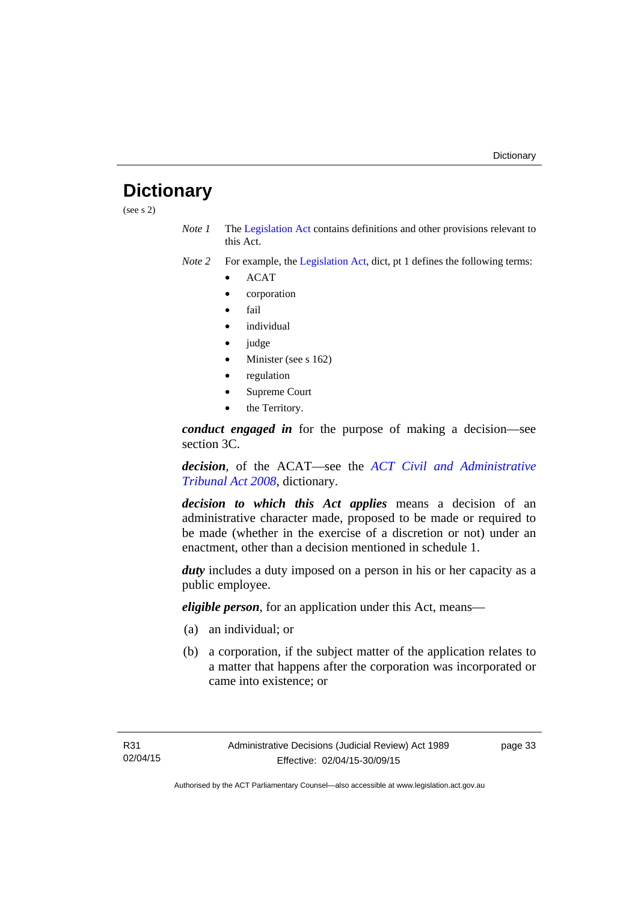# Dictionary

(see s 2)

*Note 1* The Legislation Act contains definitions and other provisions relevant to this Act.

*Note 2* For example, the Legislation Act, dict, pt 1 defines the following terms:

- ACAT
- corporation
- fail
- individual
- judge
- Minister (see s 162)
- regulation
- Supreme Court
- the Territory.

***conduct engaged in*** for the purpose of making a decision—see section 3C.

***decision***, of the ACAT—see the *ACT Civil and Administrative Tribunal Act 2008*, dictionary.

***decision to which this Act applies*** means a decision of an administrative character made, proposed to be made or required to be made (whether in the exercise of a discretion or not) under an enactment, other than a decision mentioned in schedule 1.

***duty*** includes a duty imposed on a person in his or her capacity as a public employee.

***eligible person***, for an application under this Act, means—

(a) an individual; or

(b) a corporation, if the subject matter of the application relates to a matter that happens after the corporation was incorporated or came into existence; or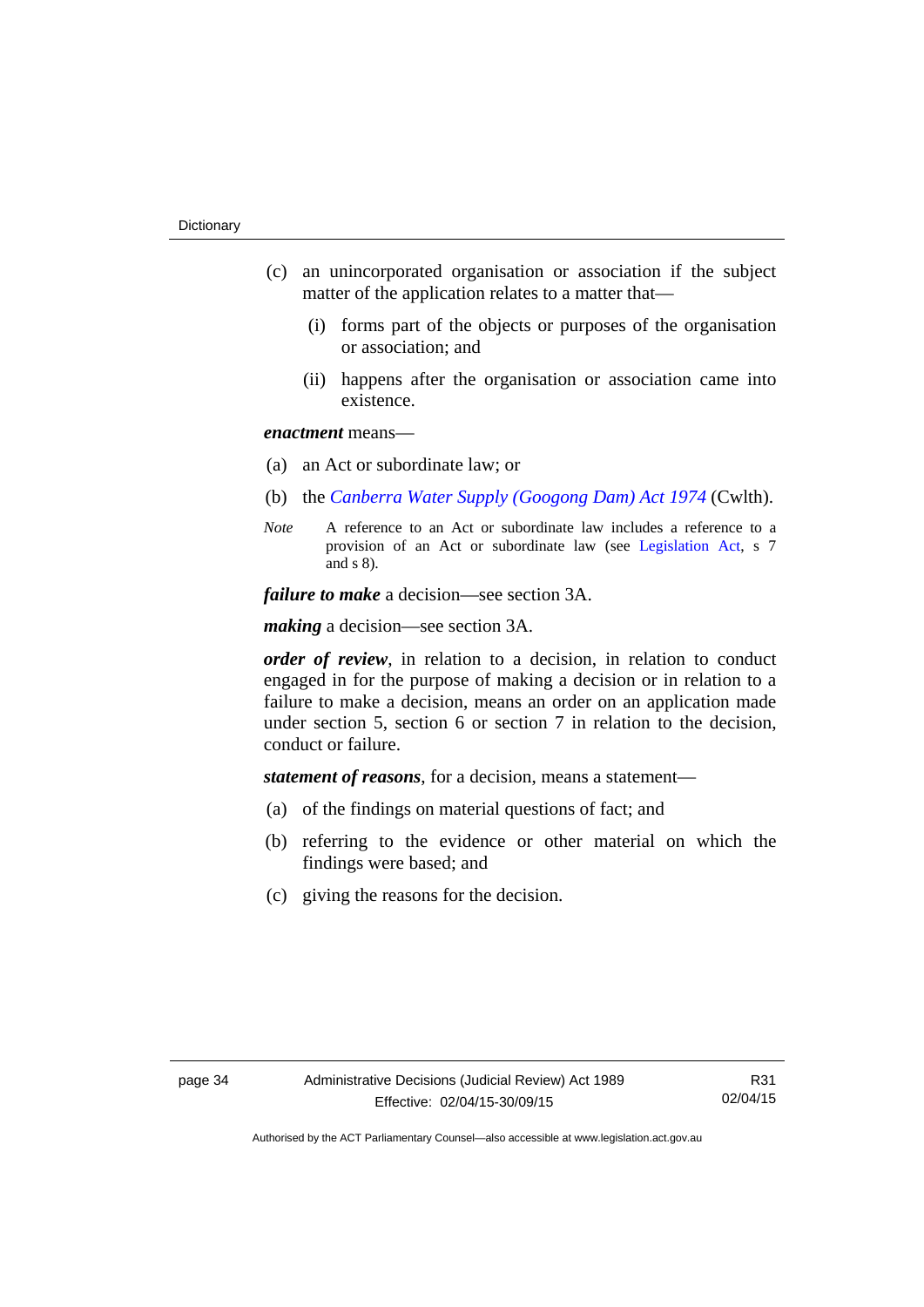(c) an unincorporated organisation or association if the subject matter of the application relates to a matter that—

(i) forms part of the objects or purposes of the organisation or association; and

(ii) happens after the organisation or association came into existence.

***enactment*** means—

(a) an Act or subordinate law; or

(b) the *Canberra Water Supply (Googong Dam) Act 1974* (Cwlth).

*Note* A reference to an Act or subordinate law includes a reference to a provision of an Act or subordinate law (see Legislation Act, s 7 and s 8).

***failure to make*** a decision—see section 3A.

***making*** a decision—see section 3A.

***order of review***, in relation to a decision, in relation to conduct engaged in for the purpose of making a decision or in relation to a failure to make a decision, means an order on an application made under section 5, section 6 or section 7 in relation to the decision, conduct or failure.

***statement of reasons***, for a decision, means a statement—

(a) of the findings on material questions of fact; and

(b) referring to the evidence or other material on which the findings were based; and

(c) giving the reasons for the decision.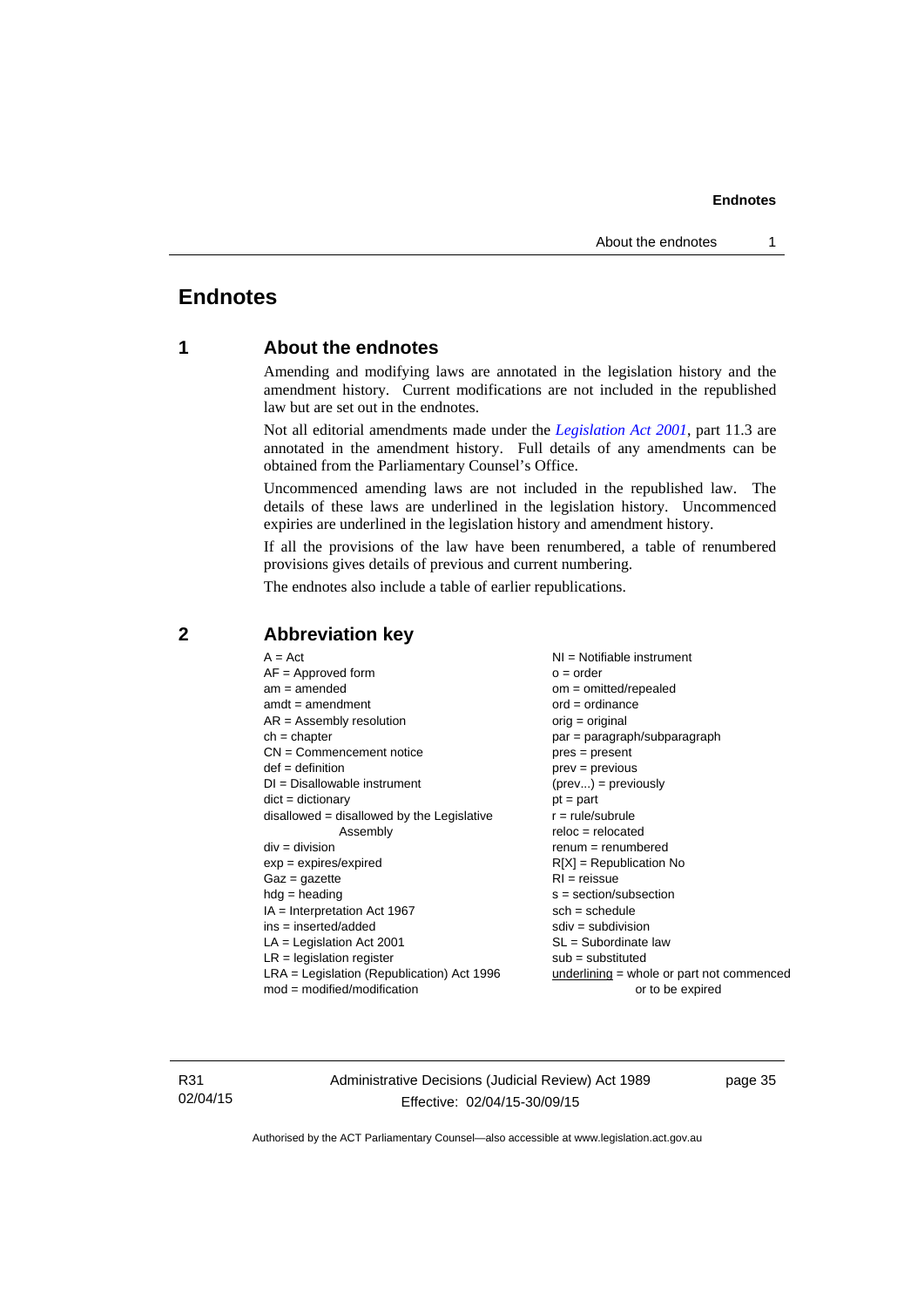# Endnotes

## 1 About the endnotes

Amending and modifying laws are annotated in the legislation history and the amendment history. Current modifications are not included in the republished law but are set out in the endnotes.

Not all editorial amendments made under the *Legislation Act 2001*, part 11.3 are annotated in the amendment history. Full details of any amendments can be obtained from the Parliamentary Counsel's Office.

Uncommenced amending laws are not included in the republished law. The details of these laws are underlined in the legislation history. Uncommenced expiries are underlined in the legislation history and amendment history.

If all the provisions of the law have been renumbered, a table of renumbered provisions gives details of previous and current numbering.

The endnotes also include a table of earlier republications.

## 2 Abbreviation key

A = Act
AF = Approved form
am = amended
amdt = amendment
AR = Assembly resolution
ch = chapter
CN = Commencement notice
def = definition
DI = Disallowable instrument
dict = dictionary
disallowed = disallowed by the Legislative Assembly
div = division
exp = expires/expired
Gaz = gazette
hdg = heading
IA = Interpretation Act 1967
ins = inserted/added
LA = Legislation Act 2001
LR = legislation register
LRA = Legislation (Republication) Act 1996
mod = modified/modification
NI = Notifiable instrument
o = order
om = omitted/repealed
ord = ordinance
orig = original
par = paragraph/subparagraph
pres = present
prev = previous
(prev...) = previously
pt = part
r = rule/subrule
reloc = relocated
renum = renumbered
R[X] = Republication No
RI = reissue
s = section/subsection
sch = schedule
sdiv = subdivision
SL = Subordinate law
sub = substituted
underlining = whole or part not commenced or to be expired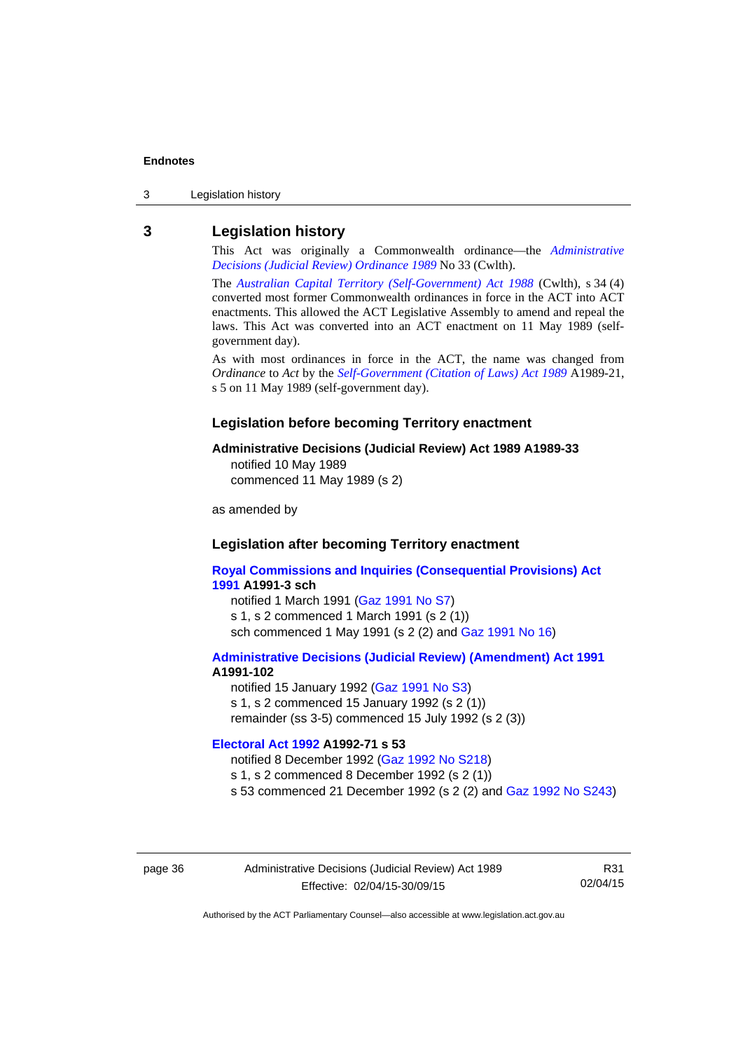## 3 Legislation history

This Act was originally a Commonwealth ordinance—the *Administrative Decisions (Judicial Review) Ordinance 1989* No 33 (Cwlth).

The *Australian Capital Territory (Self-Government) Act 1988* (Cwlth), s 34 (4) converted most former Commonwealth ordinances in force in the ACT into ACT enactments. This allowed the ACT Legislative Assembly to amend and repeal the laws. This Act was converted into an ACT enactment on 11 May 1989 (self-government day).

As with most ordinances in force in the ACT, the name was changed from *Ordinance* to *Act* by the *Self-Government (Citation of Laws) Act 1989* A1989-21, s 5 on 11 May 1989 (self-government day).

### Legislation before becoming Territory enactment

**Administrative Decisions (Judicial Review) Act 1989 A1989-33**

notified 10 May 1989
commenced 11 May 1989 (s 2)

as amended by

### Legislation after becoming Territory enactment

**Royal Commissions and Inquiries (Consequential Provisions) Act 1991 A1991-3 sch**

notified 1 March 1991 (Gaz 1991 No S7)
s 1, s 2 commenced 1 March 1991 (s 2 (1))
sch commenced 1 May 1991 (s 2 (2) and Gaz 1991 No 16)

**Administrative Decisions (Judicial Review) (Amendment) Act 1991 A1991-102**

notified 15 January 1992 (Gaz 1991 No S3)
s 1, s 2 commenced 15 January 1992 (s 2 (1))
remainder (ss 3-5) commenced 15 July 1992 (s 2 (3))

**Electoral Act 1992 A1992-71 s 53**

notified 8 December 1992 (Gaz 1992 No S218)
s 1, s 2 commenced 8 December 1992 (s 2 (1))
s 53 commenced 21 December 1992 (s 2 (2) and Gaz 1992 No S243)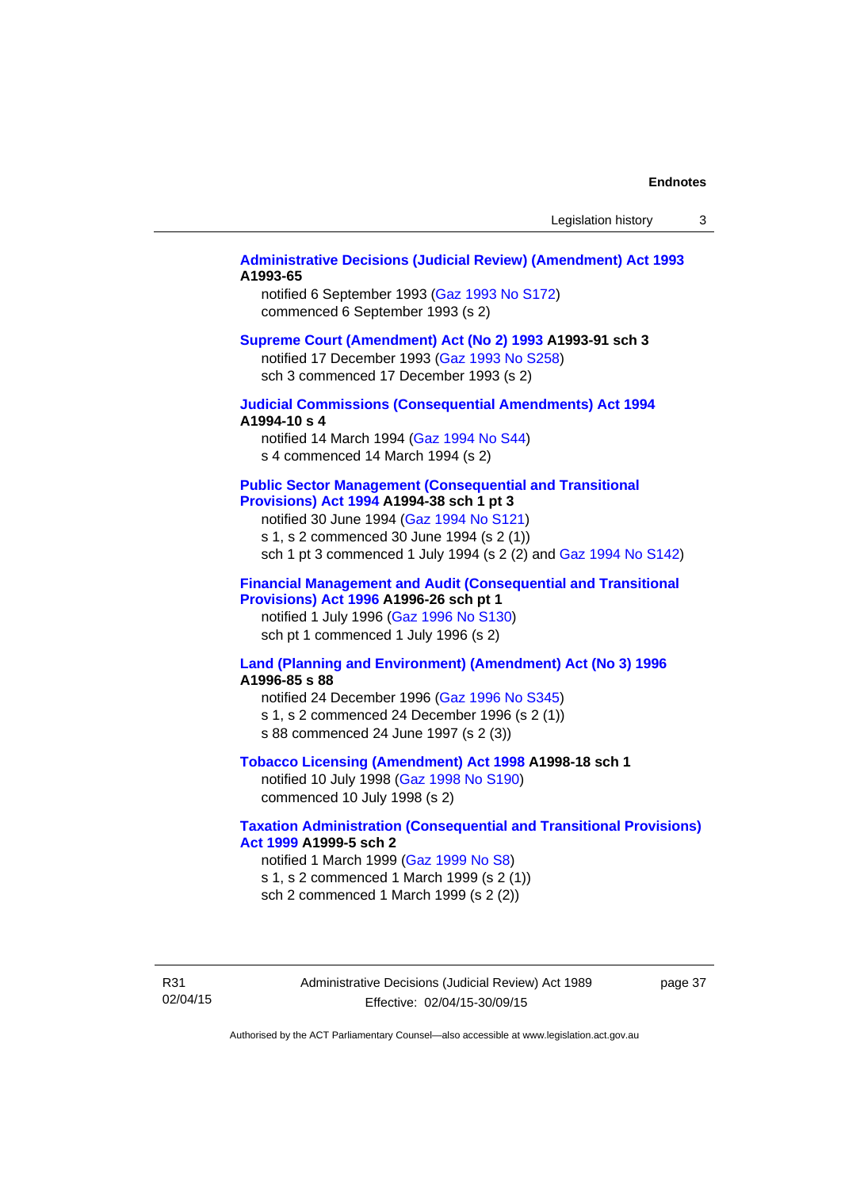**Administrative Decisions (Judicial Review) (Amendment) Act 1993 A1993-65**

notified 6 September 1993 (Gaz 1993 No S172)
commenced 6 September 1993 (s 2)

**Supreme Court (Amendment) Act (No 2) 1993 A1993-91 sch 3**

notified 17 December 1993 (Gaz 1993 No S258)
sch 3 commenced 17 December 1993 (s 2)

**Judicial Commissions (Consequential Amendments) Act 1994 A1994-10 s 4**

notified 14 March 1994 (Gaz 1994 No S44)
s 4 commenced 14 March 1994 (s 2)

**Public Sector Management (Consequential and Transitional Provisions) Act 1994 A1994-38 sch 1 pt 3**

notified 30 June 1994 (Gaz 1994 No S121)
s 1, s 2 commenced 30 June 1994 (s 2 (1))
sch 1 pt 3 commenced 1 July 1994 (s 2 (2) and Gaz 1994 No S142)

**Financial Management and Audit (Consequential and Transitional Provisions) Act 1996 A1996-26 sch pt 1**

notified 1 July 1996 (Gaz 1996 No S130)
sch pt 1 commenced 1 July 1996 (s 2)

**Land (Planning and Environment) (Amendment) Act (No 3) 1996 A1996-85 s 88**

notified 24 December 1996 (Gaz 1996 No S345)
s 1, s 2 commenced 24 December 1996 (s 2 (1))
s 88 commenced 24 June 1997 (s 2 (3))

**Tobacco Licensing (Amendment) Act 1998 A1998-18 sch 1**

notified 10 July 1998 (Gaz 1998 No S190)
commenced 10 July 1998 (s 2)

**Taxation Administration (Consequential and Transitional Provisions) Act 1999 A1999-5 sch 2**

notified 1 March 1999 (Gaz 1999 No S8)
s 1, s 2 commenced 1 March 1999 (s 2 (1))
sch 2 commenced 1 March 1999 (s 2 (2))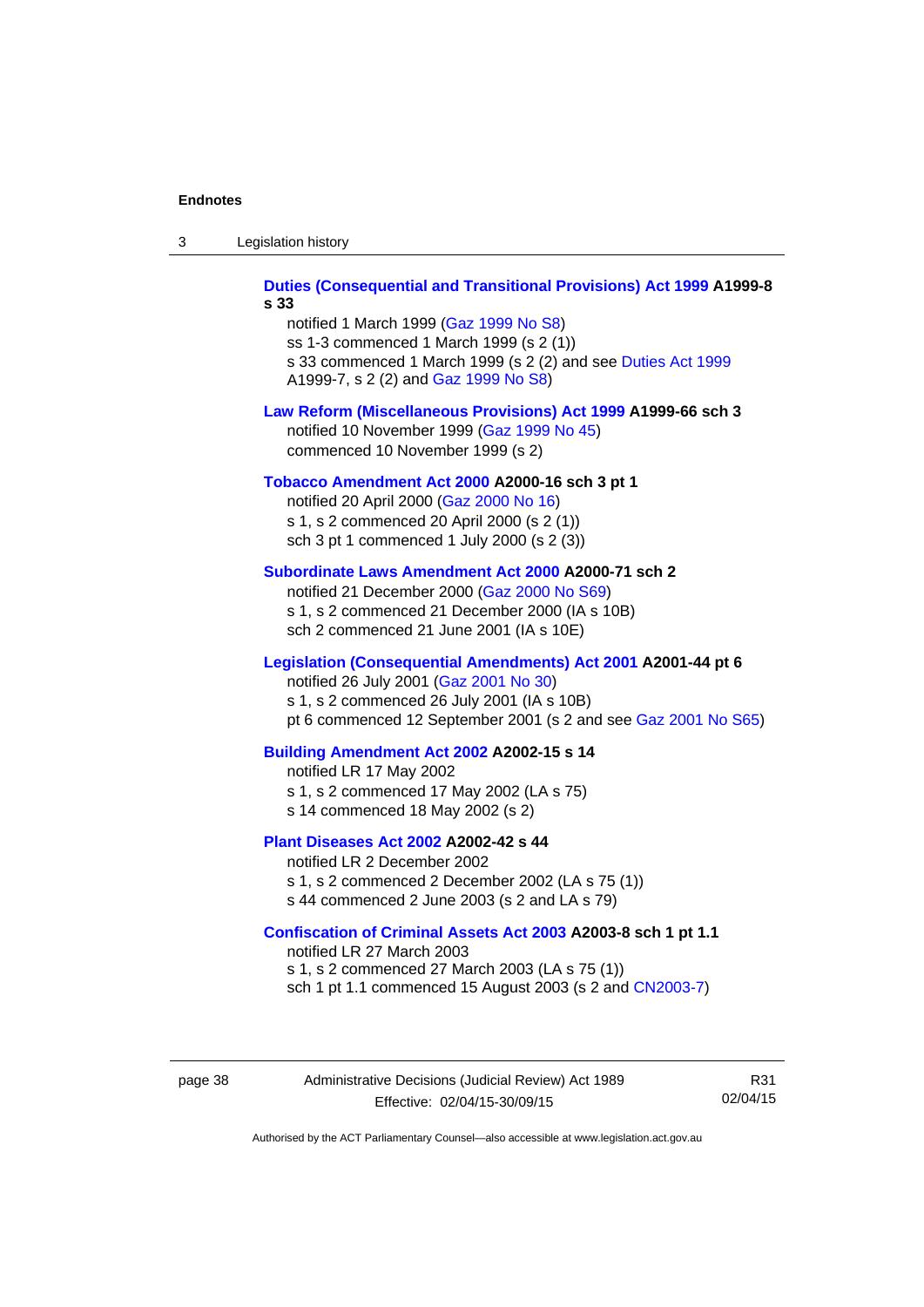**Duties (Consequential and Transitional Provisions) Act 1999 A1999-8 s 33**

notified 1 March 1999 (Gaz 1999 No S8)
ss 1-3 commenced 1 March 1999 (s 2 (1))
s 33 commenced 1 March 1999 (s 2 (2) and see Duties Act 1999 A1999-7, s 2 (2) and Gaz 1999 No S8)

**Law Reform (Miscellaneous Provisions) Act 1999 A1999-66 sch 3**

notified 10 November 1999 (Gaz 1999 No 45)
commenced 10 November 1999 (s 2)

**Tobacco Amendment Act 2000 A2000-16 sch 3 pt 1**

notified 20 April 2000 (Gaz 2000 No 16)
s 1, s 2 commenced 20 April 2000 (s 2 (1))
sch 3 pt 1 commenced 1 July 2000 (s 2 (3))

**Subordinate Laws Amendment Act 2000 A2000-71 sch 2**

notified 21 December 2000 (Gaz 2000 No S69)
s 1, s 2 commenced 21 December 2000 (IA s 10B)
sch 2 commenced 21 June 2001 (IA s 10E)

**Legislation (Consequential Amendments) Act 2001 A2001-44 pt 6**

notified 26 July 2001 (Gaz 2001 No 30)
s 1, s 2 commenced 26 July 2001 (IA s 10B)
pt 6 commenced 12 September 2001 (s 2 and see Gaz 2001 No S65)

**Building Amendment Act 2002 A2002-15 s 14**

notified LR 17 May 2002
s 1, s 2 commenced 17 May 2002 (LA s 75)
s 14 commenced 18 May 2002 (s 2)

**Plant Diseases Act 2002 A2002-42 s 44**

notified LR 2 December 2002
s 1, s 2 commenced 2 December 2002 (LA s 75 (1))
s 44 commenced 2 June 2003 (s 2 and LA s 79)

**Confiscation of Criminal Assets Act 2003 A2003-8 sch 1 pt 1.1**

notified LR 27 March 2003
s 1, s 2 commenced 27 March 2003 (LA s 75 (1))
sch 1 pt 1.1 commenced 15 August 2003 (s 2 and CN2003-7)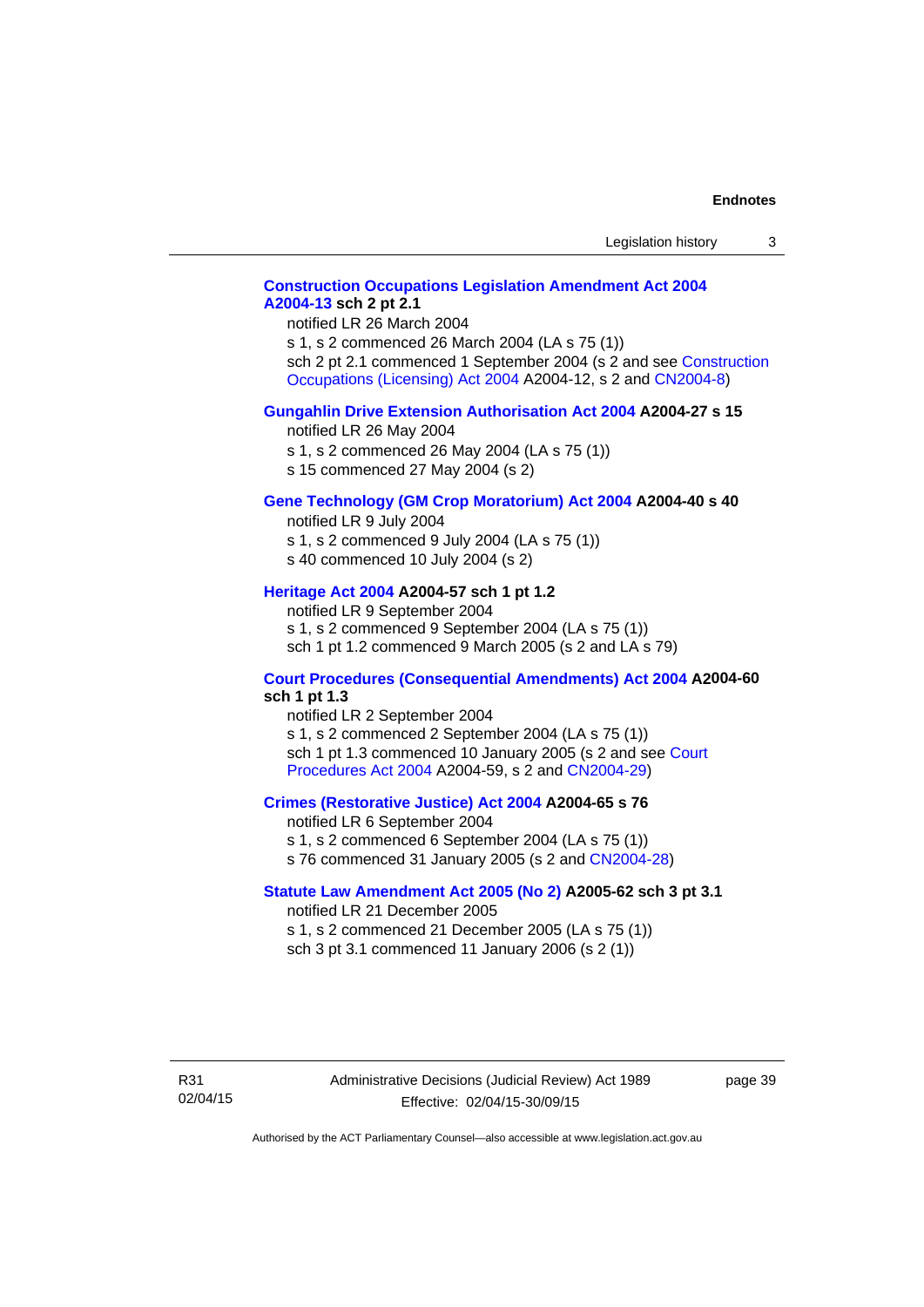**Construction Occupations Legislation Amendment Act 2004 A2004-13 sch 2 pt 2.1**

notified LR 26 March 2004

s 1, s 2 commenced 26 March 2004 (LA s 75 (1))

sch 2 pt 2.1 commenced 1 September 2004 (s 2 and see Construction Occupations (Licensing) Act 2004 A2004-12, s 2 and CN2004-8)

**Gungahlin Drive Extension Authorisation Act 2004 A2004-27 s 15**

notified LR 26 May 2004

s 1, s 2 commenced 26 May 2004 (LA s 75 (1))

s 15 commenced 27 May 2004 (s 2)

**Gene Technology (GM Crop Moratorium) Act 2004 A2004-40 s 40**

notified LR 9 July 2004

s 1, s 2 commenced 9 July 2004 (LA s 75 (1))

s 40 commenced 10 July 2004 (s 2)

**Heritage Act 2004 A2004-57 sch 1 pt 1.2**

notified LR 9 September 2004

s 1, s 2 commenced 9 September 2004 (LA s 75 (1))

sch 1 pt 1.2 commenced 9 March 2005 (s 2 and LA s 79)

**Court Procedures (Consequential Amendments) Act 2004 A2004-60 sch 1 pt 1.3**

notified LR 2 September 2004

s 1, s 2 commenced 2 September 2004 (LA s 75 (1))

sch 1 pt 1.3 commenced 10 January 2005 (s 2 and see Court Procedures Act 2004 A2004-59, s 2 and CN2004-29)

**Crimes (Restorative Justice) Act 2004 A2004-65 s 76**

notified LR 6 September 2004

s 1, s 2 commenced 6 September 2004 (LA s 75 (1))

s 76 commenced 31 January 2005 (s 2 and CN2004-28)

**Statute Law Amendment Act 2005 (No 2) A2005-62 sch 3 pt 3.1**

notified LR 21 December 2005

s 1, s 2 commenced 21 December 2005 (LA s 75 (1))

sch 3 pt 3.1 commenced 11 January 2006 (s 2 (1))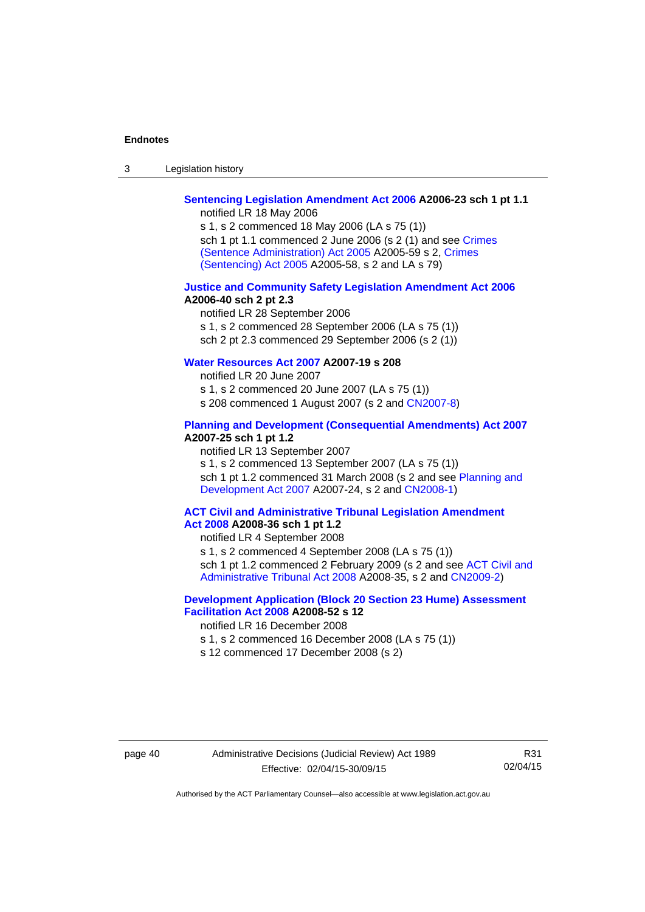**Sentencing Legislation Amendment Act 2006 A2006-23 sch 1 pt 1.1**

notified LR 18 May 2006

s 1, s 2 commenced 18 May 2006 (LA s 75 (1))

sch 1 pt 1.1 commenced 2 June 2006 (s 2 (1) and see Crimes (Sentence Administration) Act 2005 A2005-59 s 2, Crimes (Sentencing) Act 2005 A2005-58, s 2 and LA s 79)

**Justice and Community Safety Legislation Amendment Act 2006 A2006-40 sch 2 pt 2.3**

notified LR 28 September 2006

s 1, s 2 commenced 28 September 2006 (LA s 75 (1))

sch 2 pt 2.3 commenced 29 September 2006 (s 2 (1))

**Water Resources Act 2007 A2007-19 s 208**

notified LR 20 June 2007

s 1, s 2 commenced 20 June 2007 (LA s 75 (1))

s 208 commenced 1 August 2007 (s 2 and CN2007-8)

**Planning and Development (Consequential Amendments) Act 2007 A2007-25 sch 1 pt 1.2**

notified LR 13 September 2007

s 1, s 2 commenced 13 September 2007 (LA s 75 (1))

sch 1 pt 1.2 commenced 31 March 2008 (s 2 and see Planning and Development Act 2007 A2007-24, s 2 and CN2008-1)

**ACT Civil and Administrative Tribunal Legislation Amendment Act 2008 A2008-36 sch 1 pt 1.2**

notified LR 4 September 2008

s 1, s 2 commenced 4 September 2008 (LA s 75 (1))

sch 1 pt 1.2 commenced 2 February 2009 (s 2 and see ACT Civil and Administrative Tribunal Act 2008 A2008-35, s 2 and CN2009-2)

**Development Application (Block 20 Section 23 Hume) Assessment Facilitation Act 2008 A2008-52 s 12**

notified LR 16 December 2008

s 1, s 2 commenced 16 December 2008 (LA s 75 (1))

s 12 commenced 17 December 2008 (s 2)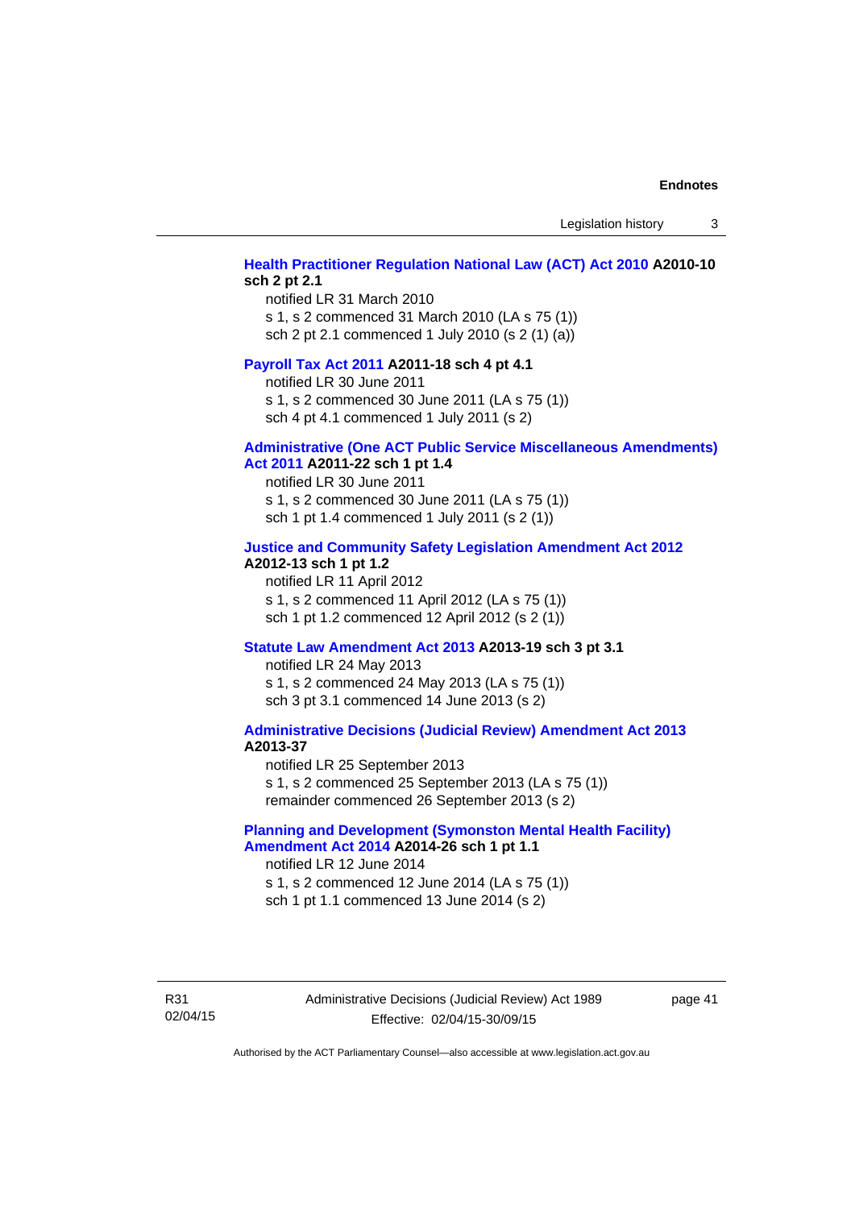**Health Practitioner Regulation National Law (ACT) Act 2010 A2010-10 sch 2 pt 2.1**

notified LR 31 March 2010
s 1, s 2 commenced 31 March 2010 (LA s 75 (1))
sch 2 pt 2.1 commenced 1 July 2010 (s 2 (1) (a))

**Payroll Tax Act 2011 A2011-18 sch 4 pt 4.1**

notified LR 30 June 2011
s 1, s 2 commenced 30 June 2011 (LA s 75 (1))
sch 4 pt 4.1 commenced 1 July 2011 (s 2)

**Administrative (One ACT Public Service Miscellaneous Amendments) Act 2011 A2011-22 sch 1 pt 1.4**

notified LR 30 June 2011
s 1, s 2 commenced 30 June 2011 (LA s 75 (1))
sch 1 pt 1.4 commenced 1 July 2011 (s 2 (1))

**Justice and Community Safety Legislation Amendment Act 2012 A2012-13 sch 1 pt 1.2**

notified LR 11 April 2012
s 1, s 2 commenced 11 April 2012 (LA s 75 (1))
sch 1 pt 1.2 commenced 12 April 2012 (s 2 (1))

**Statute Law Amendment Act 2013 A2013-19 sch 3 pt 3.1**

notified LR 24 May 2013
s 1, s 2 commenced 24 May 2013 (LA s 75 (1))
sch 3 pt 3.1 commenced 14 June 2013 (s 2)

**Administrative Decisions (Judicial Review) Amendment Act 2013 A2013-37**

notified LR 25 September 2013
s 1, s 2 commenced 25 September 2013 (LA s 75 (1))
remainder commenced 26 September 2013 (s 2)

**Planning and Development (Symonston Mental Health Facility) Amendment Act 2014 A2014-26 sch 1 pt 1.1**

notified LR 12 June 2014
s 1, s 2 commenced 12 June 2014 (LA s 75 (1))
sch 1 pt 1.1 commenced 13 June 2014 (s 2)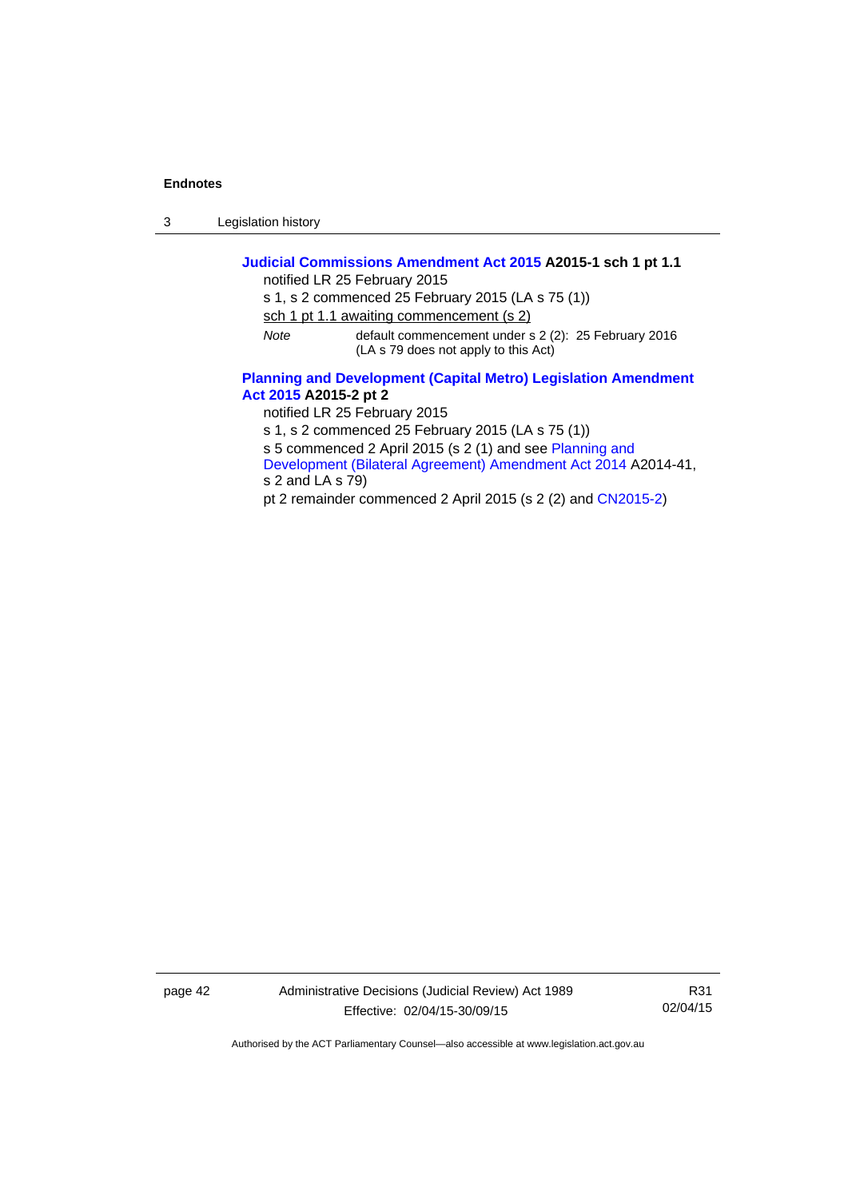**Judicial Commissions Amendment Act 2015 A2015-1 sch 1 pt 1.1**

notified LR 25 February 2015

s 1, s 2 commenced 25 February 2015 (LA s 75 (1))

sch 1 pt 1.1 awaiting commencement (s 2)

*Note* default commencement under s 2 (2): 25 February 2016 (LA s 79 does not apply to this Act)

**Planning and Development (Capital Metro) Legislation Amendment Act 2015 A2015-2 pt 2**

notified LR 25 February 2015

s 1, s 2 commenced 25 February 2015 (LA s 75 (1))

s 5 commenced 2 April 2015 (s 2 (1) and see Planning and Development (Bilateral Agreement) Amendment Act 2014 A2014-41, s 2 and LA s 79)

pt 2 remainder commenced 2 April 2015 (s 2 (2) and CN2015-2)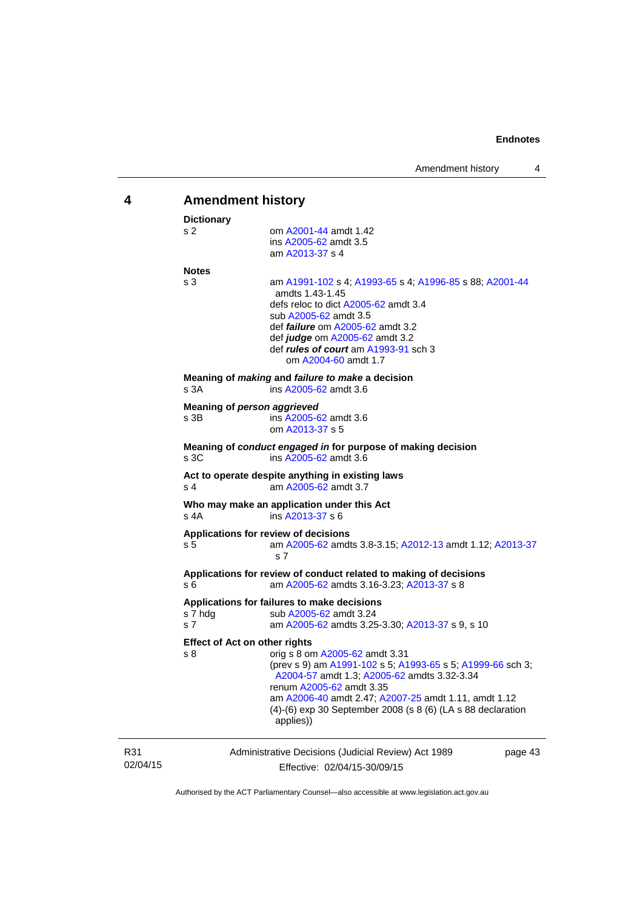## 4 Amendment history

**Dictionary**

s 2 — om A2001-44 amdt 1.42
ins A2005-62 amdt 3.5
am A2013-37 s 4

**Notes**

s 3 — am A1991-102 s 4; A1993-65 s 4; A1996-85 s 88; A2001-44 amdts 1.43-1.45
defs reloc to dict A2005-62 amdt 3.4
sub A2005-62 amdt 3.5
def ***failure*** om A2005-62 amdt 3.2
def ***judge*** om A2005-62 amdt 3.2
def ***rules of court*** am A1993-91 sch 3
om A2004-60 amdt 1.7

**Meaning of *making* and *failure to make* a decision**

s 3A — ins A2005-62 amdt 3.6

**Meaning of *person aggrieved***

s 3B — ins A2005-62 amdt 3.6
om A2013-37 s 5

**Meaning of *conduct engaged in* for purpose of making decision**

s 3C — ins A2005-62 amdt 3.6

**Act to operate despite anything in existing laws**

s 4 — am A2005-62 amdt 3.7

**Who may make an application under this Act**

s 4A — ins A2013-37 s 6

**Applications for review of decisions**

s 5 — am A2005-62 amdts 3.8-3.15; A2012-13 amdt 1.12; A2013-37 s 7

**Applications for review of conduct related to making of decisions**

s 6 — am A2005-62 amdts 3.16-3.23; A2013-37 s 8

**Applications for failures to make decisions**

s 7 hdg — sub A2005-62 amdt 3.24

s 7 — am A2005-62 amdts 3.25-3.30; A2013-37 s 9, s 10

**Effect of Act on other rights**

s 8 — orig s 8 om A2005-62 amdt 3.31
(prev s 9) am A1991-102 s 5; A1993-65 s 5; A1999-66 sch 3; A2004-57 amdt 1.3; A2005-62 amdts 3.32-3.34
renum A2005-62 amdt 3.35
am A2006-40 amdt 2.47; A2007-25 amdt 1.11, amdt 1.12
(4)-(6) exp 30 September 2008 (s 8 (6) (LA s 88 declaration applies))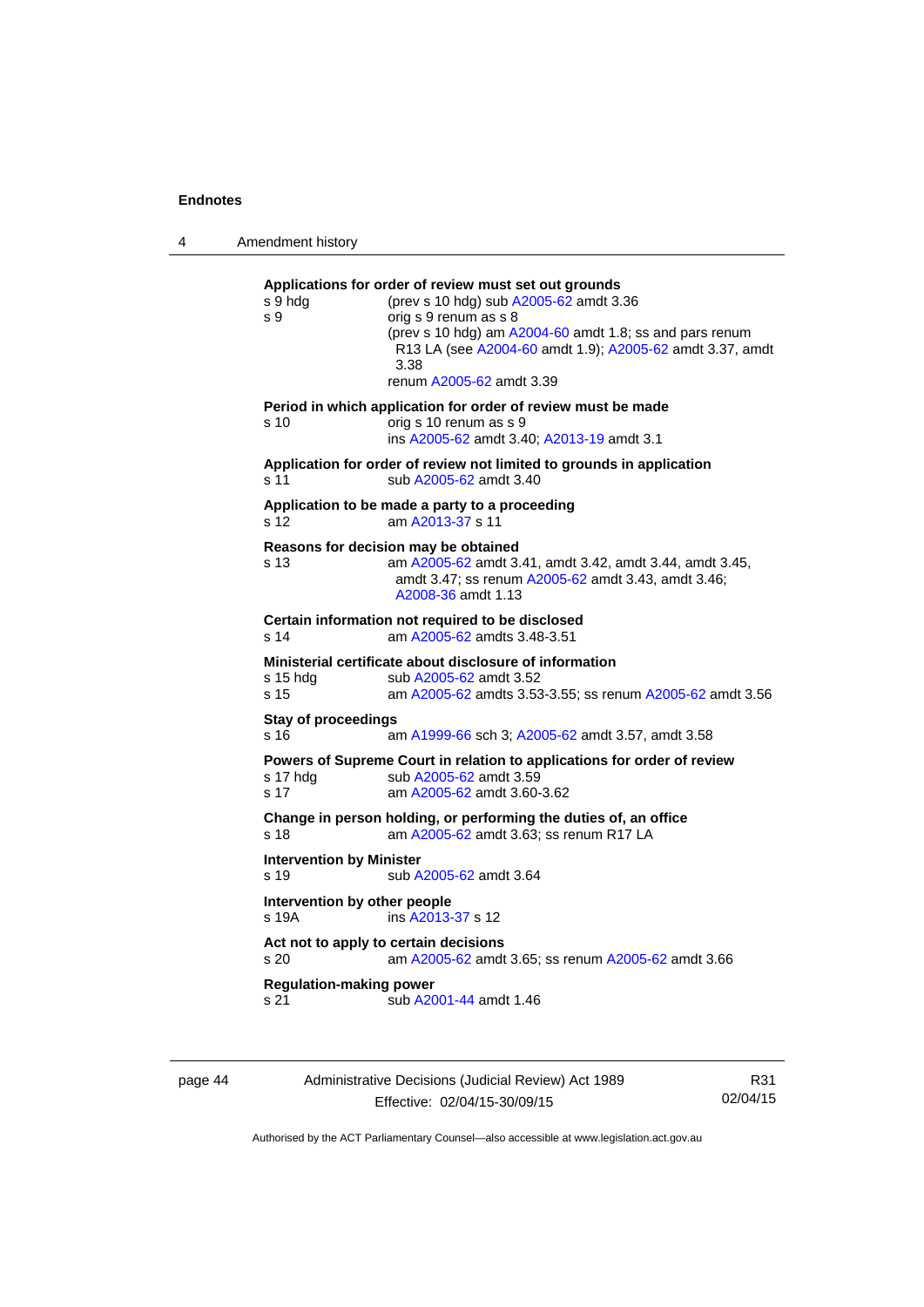**Applications for order of review must set out grounds**

s 9 hdg — (prev s 10 hdg) sub A2005-62 amdt 3.36

s 9 — orig s 9 renum as s 8
(prev s 10 hdg) am A2004-60 amdt 1.8; ss and pars renum R13 LA (see A2004-60 amdt 1.9); A2005-62 amdt 3.37, amdt 3.38
renum A2005-62 amdt 3.39

**Period in which application for order of review must be made**

s 10 — orig s 10 renum as s 9
ins A2005-62 amdt 3.40; A2013-19 amdt 3.1

**Application for order of review not limited to grounds in application**

s 11 — sub A2005-62 amdt 3.40

**Application to be made a party to a proceeding**

s 12 — am A2013-37 s 11

**Reasons for decision may be obtained**

s 13 — am A2005-62 amdt 3.41, amdt 3.42, amdt 3.44, amdt 3.45, amdt 3.47; ss renum A2005-62 amdt 3.43, amdt 3.46; A2008-36 amdt 1.13

**Certain information not required to be disclosed**

s 14 — am A2005-62 amdts 3.48-3.51

**Ministerial certificate about disclosure of information**

s 15 hdg — sub A2005-62 amdt 3.52

s 15 — am A2005-62 amdts 3.53-3.55; ss renum A2005-62 amdt 3.56

**Stay of proceedings**

s 16 — am A1999-66 sch 3; A2005-62 amdt 3.57, amdt 3.58

**Powers of Supreme Court in relation to applications for order of review**

s 17 hdg — sub A2005-62 amdt 3.59

s 17 — am A2005-62 amdt 3.60-3.62

**Change in person holding, or performing the duties of, an office**

s 18 — am A2005-62 amdt 3.63; ss renum R17 LA

**Intervention by Minister**

s 19 — sub A2005-62 amdt 3.64

**Intervention by other people**

s 19A — ins A2013-37 s 12

**Act not to apply to certain decisions**

s 20 — am A2005-62 amdt 3.65; ss renum A2005-62 amdt 3.66

**Regulation-making power**

s 21 — sub A2001-44 amdt 1.46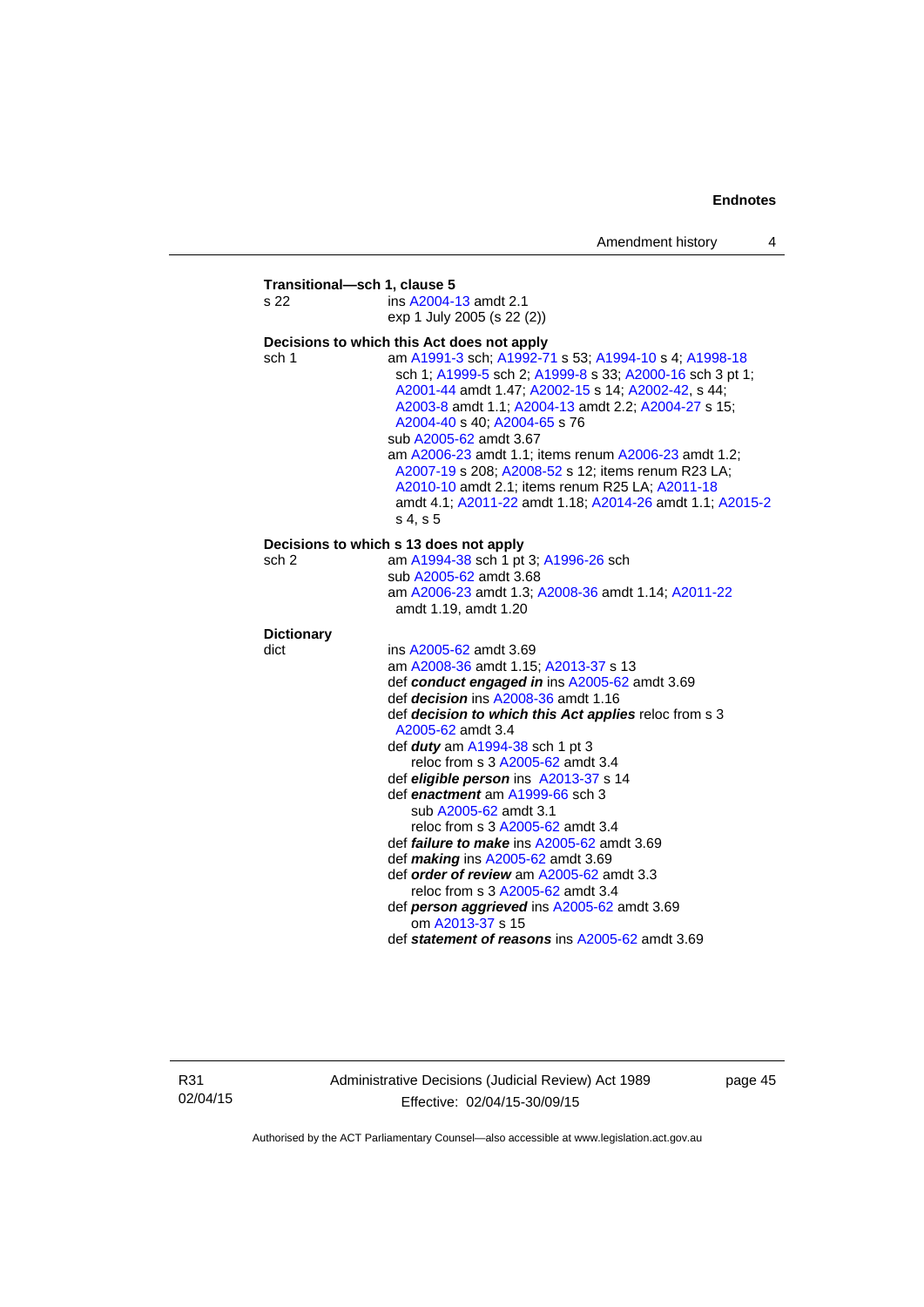**Transitional—sch 1, clause 5**

s 22 ins A2004-13 amdt 2.1
exp 1 July 2005 (s 22 (2))

**Decisions to which this Act does not apply**

sch 1 am A1991-3 sch; A1992-71 s 53; A1994-10 s 4; A1998-18 sch 1; A1999-5 sch 2; A1999-8 s 33; A2000-16 sch 3 pt 1; A2001-44 amdt 1.47; A2002-15 s 14; A2002-42, s 44; A2003-8 amdt 1.1; A2004-13 amdt 2.2; A2004-27 s 15; A2004-40 s 40; A2004-65 s 76
sub A2005-62 amdt 3.67
am A2006-23 amdt 1.1; items renum A2006-23 amdt 1.2; A2007-19 s 208; A2008-52 s 12; items renum R23 LA; A2010-10 amdt 2.1; items renum R25 LA; A2011-18 amdt 4.1; A2011-22 amdt 1.18; A2014-26 amdt 1.1; A2015-2 s 4, s 5

**Decisions to which s 13 does not apply**

sch 2 am A1994-38 sch 1 pt 3; A1996-26 sch
sub A2005-62 amdt 3.68
am A2006-23 amdt 1.3; A2008-36 amdt 1.14; A2011-22 amdt 1.19, amdt 1.20

**Dictionary**

dict ins A2005-62 amdt 3.69
am A2008-36 amdt 1.15; A2013-37 s 13
def ***conduct engaged in*** ins A2005-62 amdt 3.69
def ***decision*** ins A2008-36 amdt 1.16
def ***decision to which this Act applies*** reloc from s 3 A2005-62 amdt 3.4
def ***duty*** am A1994-38 sch 1 pt 3
reloc from s 3 A2005-62 amdt 3.4
def ***eligible person*** ins A2013-37 s 14
def ***enactment*** am A1999-66 sch 3
sub A2005-62 amdt 3.1
reloc from s 3 A2005-62 amdt 3.4
def ***failure to make*** ins A2005-62 amdt 3.69
def ***making*** ins A2005-62 amdt 3.69
def ***order of review*** am A2005-62 amdt 3.3
reloc from s 3 A2005-62 amdt 3.4
def ***person aggrieved*** ins A2005-62 amdt 3.69
om A2013-37 s 15
def ***statement of reasons*** ins A2005-62 amdt 3.69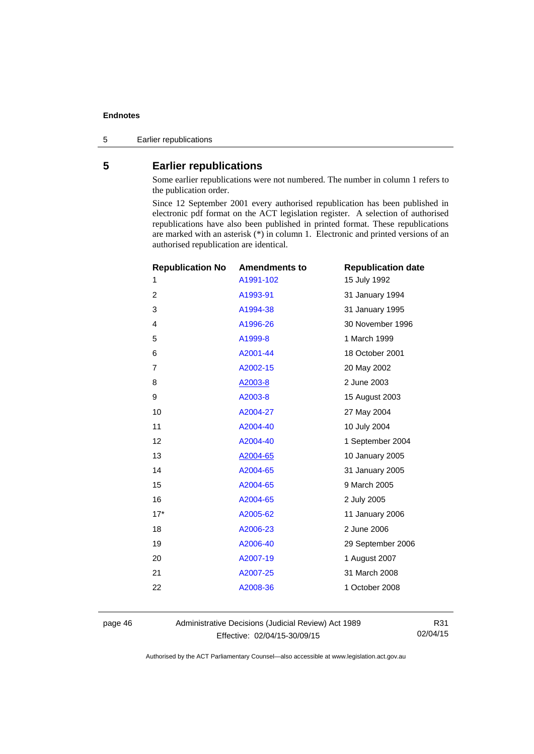## 5 Earlier republications

Some earlier republications were not numbered. The number in column 1 refers to the publication order.

Since 12 September 2001 every authorised republication has been published in electronic pdf format on the ACT legislation register. A selection of authorised republications have also been published in printed format. These republications are marked with an asterisk (*) in column 1. Electronic and printed versions of an authorised republication are identical.

| Republication No | Amendments to | Republication date |
|---|---|---|
| 1 | A1991-102 | 15 July 1992 |
| 2 | A1993-91 | 31 January 1994 |
| 3 | A1994-38 | 31 January 1995 |
| 4 | A1996-26 | 30 November 1996 |
| 5 | A1999-8 | 1 March 1999 |
| 6 | A2001-44 | 18 October 2001 |
| 7 | A2002-15 | 20 May 2002 |
| 8 | A2003-8 | 2 June 2003 |
| 9 | A2003-8 | 15 August 2003 |
| 10 | A2004-27 | 27 May 2004 |
| 11 | A2004-40 | 10 July 2004 |
| 12 | A2004-40 | 1 September 2004 |
| 13 | A2004-65 | 10 January 2005 |
| 14 | A2004-65 | 31 January 2005 |
| 15 | A2004-65 | 9 March 2005 |
| 16 | A2004-65 | 2 July 2005 |
| 17* | A2005-62 | 11 January 2006 |
| 18 | A2006-23 | 2 June 2006 |
| 19 | A2006-40 | 29 September 2006 |
| 20 | A2007-19 | 1 August 2007 |
| 21 | A2007-25 | 31 March 2008 |
| 22 | A2008-36 | 1 October 2008 |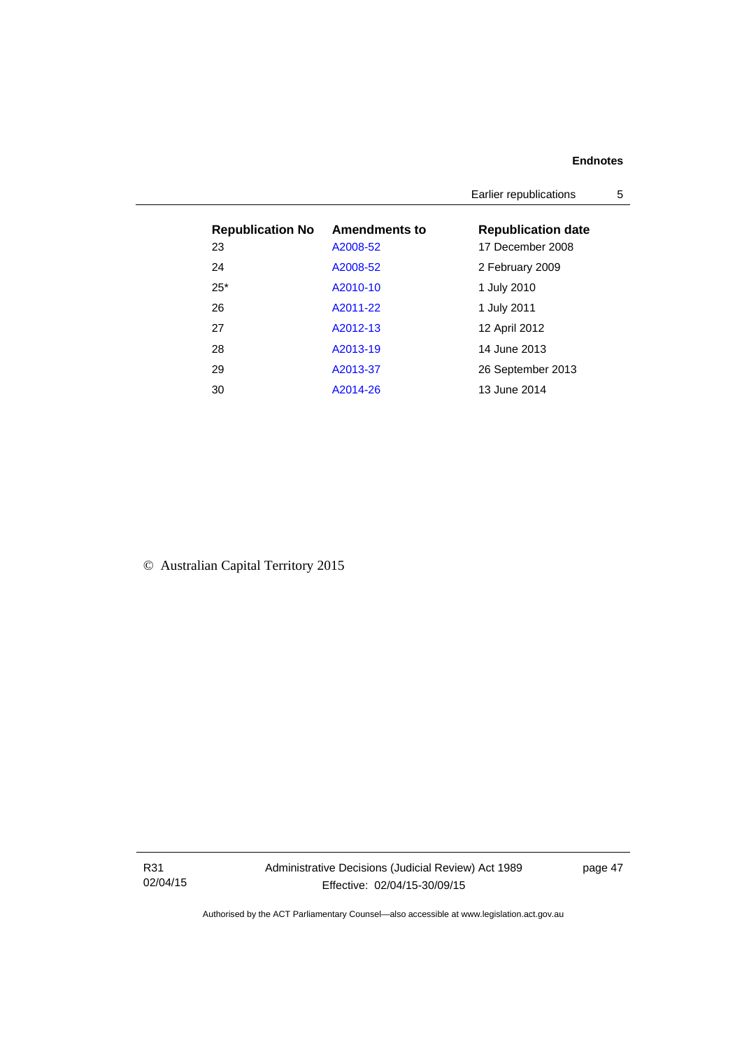| Republication No | Amendments to | Republication date |
|---|---|---|
| 23 | A2008-52 | 17 December 2008 |
| 24 | A2008-52 | 2 February 2009 |
| 25* | A2010-10 | 1 July 2010 |
| 26 | A2011-22 | 1 July 2011 |
| 27 | A2012-13 | 12 April 2012 |
| 28 | A2013-19 | 14 June 2013 |
| 29 | A2013-37 | 26 September 2013 |
| 30 | A2014-26 | 13 June 2014 |

© Australian Capital Territory 2015